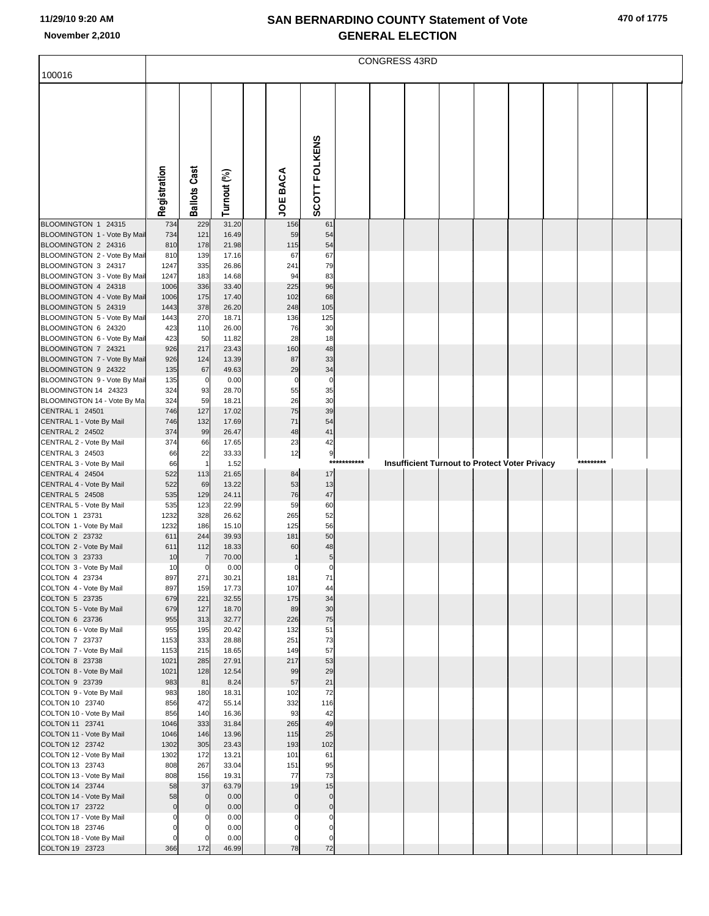# SAN BERNARDINO COUNTY Statement of Vote
## GENERAL ELECTION

November 2,2010

CONGRESS 43RD

100016

| | Registration | Ballots Cast | Turnout (%) | | JOE BACA | SCOTT FOLKENS |
|---|---|---|---|---|---|---|
| BLOOMINGTON 1 24315 | 734 | 229 | 31.20 | | 156 | 61 |
| BLOOMINGTON 1 - Vote By Mail | 734 | 121 | 16.49 | | 59 | 54 |
| BLOOMINGTON 2 24316 | 810 | 178 | 21.98 | | 115 | 54 |
| BLOOMINGTON 2 - Vote By Mail | 810 | 139 | 17.16 | | 67 | 67 |
| BLOOMINGTON 3 24317 | 1247 | 335 | 26.86 | | 241 | 79 |
| BLOOMINGTON 3 - Vote By Mail | 1247 | 183 | 14.68 | | 94 | 83 |
| BLOOMINGTON 4 24318 | 1006 | 336 | 33.40 | | 225 | 96 |
| BLOOMINGTON 4 - Vote By Mail | 1006 | 175 | 17.40 | | 102 | 68 |
| BLOOMINGTON 5 24319 | 1443 | 378 | 26.20 | | 248 | 105 |
| BLOOMINGTON 5 - Vote By Mail | 1443 | 270 | 18.71 | | 136 | 125 |
| BLOOMINGTON 6 24320 | 423 | 110 | 26.00 | | 76 | 30 |
| BLOOMINGTON 6 - Vote By Mail | 423 | 50 | 11.82 | | 28 | 18 |
| BLOOMINGTON 7 24321 | 926 | 217 | 23.43 | | 160 | 48 |
| BLOOMINGTON 7 - Vote By Mail | 926 | 124 | 13.39 | | 87 | 33 |
| BLOOMINGTON 9 24322 | 135 | 67 | 49.63 | | 29 | 34 |
| BLOOMINGTON 9 - Vote By Mail | 135 | 0 | 0.00 | | 0 | 0 |
| BLOOMINGTON 14 24323 | 324 | 93 | 28.70 | | 55 | 35 |
| BLOOMINGTON 14 - Vote By Mail | 324 | 59 | 18.21 | | 26 | 30 |
| CENTRAL 1 24501 | 746 | 127 | 17.02 | | 75 | 39 |
| CENTRAL 1 - Vote By Mail | 746 | 132 | 17.69 | | 71 | 54 |
| CENTRAL 2 24502 | 374 | 99 | 26.47 | | 48 | 41 |
| CENTRAL 2 - Vote By Mail | 374 | 66 | 17.65 | | 23 | 42 |
| CENTRAL 3 24503 | 66 | 22 | 33.33 | | 12 | 9 |
| CENTRAL 3 - Vote By Mail | 66 | 1 | 1.52 | | *********** Insufficient Turnout to Protect Voter Privacy ********* | |
| CENTRAL 4 24504 | 522 | 113 | 21.65 | | 84 | 17 |
| CENTRAL 4 - Vote By Mail | 522 | 69 | 13.22 | | 53 | 13 |
| CENTRAL 5 24508 | 535 | 129 | 24.11 | | 76 | 47 |
| CENTRAL 5 - Vote By Mail | 535 | 123 | 22.99 | | 59 | 60 |
| COLTON 1 23731 | 1232 | 328 | 26.62 | | 265 | 52 |
| COLTON 1 - Vote By Mail | 1232 | 186 | 15.10 | | 125 | 56 |
| COLTON 2 23732 | 611 | 244 | 39.93 | | 181 | 50 |
| COLTON 2 - Vote By Mail | 611 | 112 | 18.33 | | 60 | 48 |
| COLTON 3 23733 | 10 | 7 | 70.00 | | 1 | 5 |
| COLTON 3 - Vote By Mail | 10 | 0 | 0.00 | | 0 | 0 |
| COLTON 4 23734 | 897 | 271 | 30.21 | | 181 | 71 |
| COLTON 4 - Vote By Mail | 897 | 159 | 17.73 | | 107 | 44 |
| COLTON 5 23735 | 679 | 221 | 32.55 | | 175 | 34 |
| COLTON 5 - Vote By Mail | 679 | 127 | 18.70 | | 89 | 30 |
| COLTON 6 23736 | 955 | 313 | 32.77 | | 226 | 75 |
| COLTON 6 - Vote By Mail | 955 | 195 | 20.42 | | 132 | 51 |
| COLTON 7 23737 | 1153 | 333 | 28.88 | | 251 | 73 |
| COLTON 7 - Vote By Mail | 1153 | 215 | 18.65 | | 149 | 57 |
| COLTON 8 23738 | 1021 | 285 | 27.91 | | 217 | 53 |
| COLTON 8 - Vote By Mail | 1021 | 128 | 12.54 | | 99 | 29 |
| COLTON 9 23739 | 983 | 81 | 8.24 | | 57 | 21 |
| COLTON 9 - Vote By Mail | 983 | 180 | 18.31 | | 102 | 72 |
| COLTON 10 23740 | 856 | 472 | 55.14 | | 332 | 116 |
| COLTON 10 - Vote By Mail | 856 | 140 | 16.36 | | 93 | 42 |
| COLTON 11 23741 | 1046 | 333 | 31.84 | | 265 | 49 |
| COLTON 11 - Vote By Mail | 1046 | 146 | 13.96 | | 115 | 25 |
| COLTON 12 23742 | 1302 | 305 | 23.43 | | 193 | 102 |
| COLTON 12 - Vote By Mail | 1302 | 172 | 13.21 | | 101 | 61 |
| COLTON 13 23743 | 808 | 267 | 33.04 | | 151 | 95 |
| COLTON 13 - Vote By Mail | 808 | 156 | 19.31 | | 77 | 73 |
| COLTON 14 23744 | 58 | 37 | 63.79 | | 19 | 15 |
| COLTON 14 - Vote By Mail | 58 | 0 | 0.00 | | 0 | 0 |
| COLTON 17 23722 | 0 | 0 | 0.00 | | 0 | 0 |
| COLTON 17 - Vote By Mail | 0 | 0 | 0.00 | | 0 | 0 |
| COLTON 18 23746 | 0 | 0 | 0.00 | | 0 | 0 |
| COLTON 18 - Vote By Mail | 0 | 0 | 0.00 | | 0 | 0 |
| COLTON 19 23723 | 366 | 172 | 46.99 | | 78 | 72 |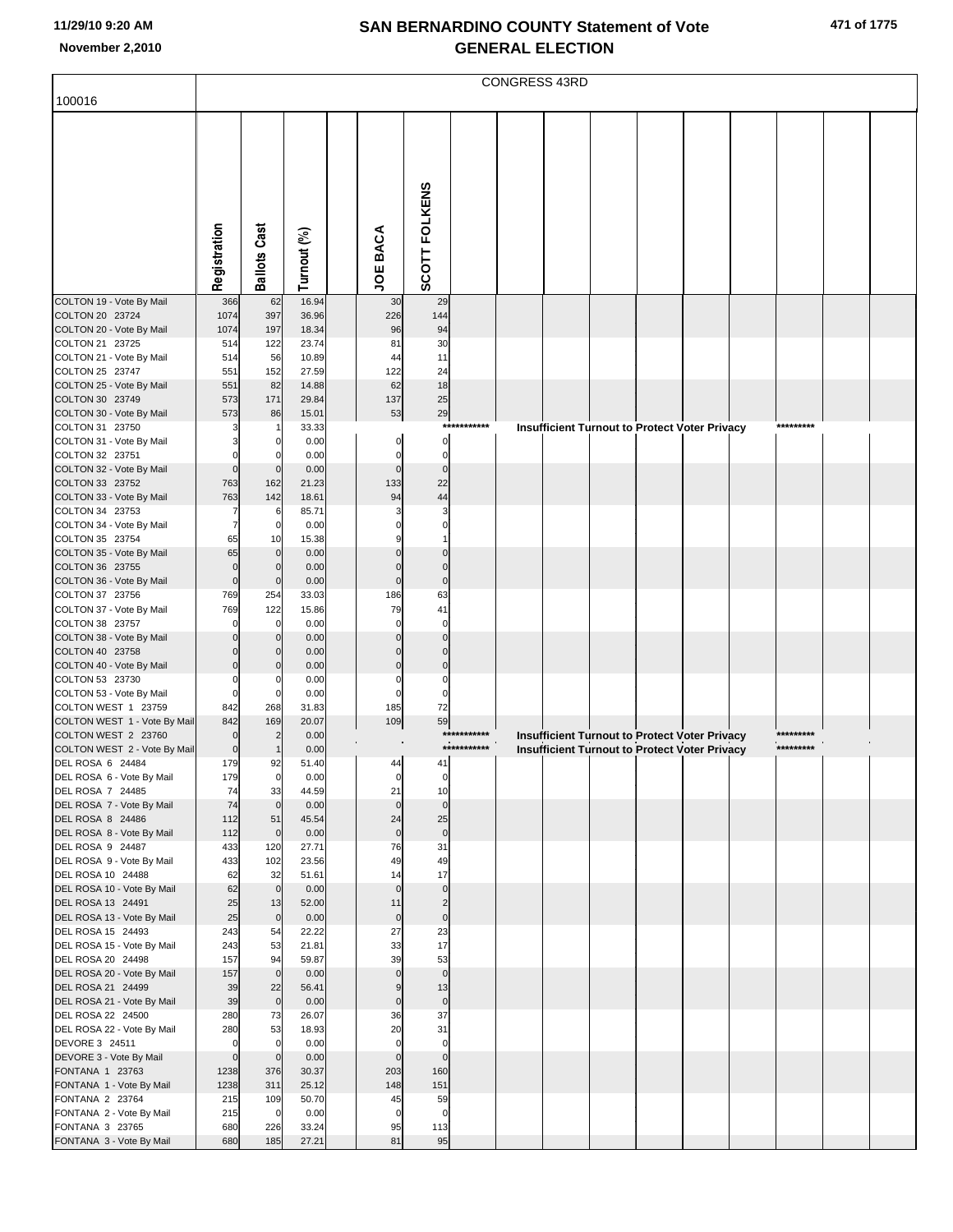# SAN BERNARDINO COUNTY Statement of Vote
## GENERAL ELECTION

11/29/10 9:20 AM
November 2,2010

CONGRESS 43RD

100016

| | Registration | Ballots Cast | Turnout (%) | | JOE BACA | SCOTT FOLKENS |
|---|---|---|---|---|---|---|
| COLTON 19 - Vote By Mail | 366 | 62 | 16.94 | | 30 | 29 |
| COLTON 20 23724 | 1074 | 397 | 36.96 | | 226 | 144 |
| COLTON 20 - Vote By Mail | 1074 | 197 | 18.34 | | 96 | 94 |
| COLTON 21 23725 | 514 | 122 | 23.74 | | 81 | 30 |
| COLTON 21 - Vote By Mail | 514 | 56 | 10.89 | | 44 | 11 |
| COLTON 25 23747 | 551 | 152 | 27.59 | | 122 | 24 |
| COLTON 25 - Vote By Mail | 551 | 82 | 14.88 | | 62 | 18 |
| COLTON 30 23749 | 573 | 171 | 29.84 | | 137 | 25 |
| COLTON 30 - Vote By Mail | 573 | 86 | 15.01 | | 53 | 29 |
| COLTON 31 23750 | 3 | 1 | 33.33 | | *********** Insufficient Turnout to Protect Voter Privacy ********* | |
| COLTON 31 - Vote By Mail | 3 | 0 | 0.00 | | 0 | 0 |
| COLTON 32 23751 | 0 | 0 | 0.00 | | 0 | 0 |
| COLTON 32 - Vote By Mail | 0 | 0 | 0.00 | | 0 | 0 |
| COLTON 33 23752 | 763 | 162 | 21.23 | | 133 | 22 |
| COLTON 33 - Vote By Mail | 763 | 142 | 18.61 | | 94 | 44 |
| COLTON 34 23753 | 7 | 6 | 85.71 | | 3 | 3 |
| COLTON 34 - Vote By Mail | 7 | 0 | 0.00 | | 0 | 0 |
| COLTON 35 23754 | 65 | 10 | 15.38 | | 9 | 1 |
| COLTON 35 - Vote By Mail | 65 | 0 | 0.00 | | 0 | 0 |
| COLTON 36 23755 | 0 | 0 | 0.00 | | 0 | 0 |
| COLTON 36 - Vote By Mail | 0 | 0 | 0.00 | | 0 | 0 |
| COLTON 37 23756 | 769 | 254 | 33.03 | | 186 | 63 |
| COLTON 37 - Vote By Mail | 769 | 122 | 15.86 | | 79 | 41 |
| COLTON 38 23757 | 0 | 0 | 0.00 | | 0 | 0 |
| COLTON 38 - Vote By Mail | 0 | 0 | 0.00 | | 0 | 0 |
| COLTON 40 23758 | 0 | 0 | 0.00 | | 0 | 0 |
| COLTON 40 - Vote By Mail | 0 | 0 | 0.00 | | 0 | 0 |
| COLTON 53 23730 | 0 | 0 | 0.00 | | 0 | 0 |
| COLTON 53 - Vote By Mail | 0 | 0 | 0.00 | | 0 | 0 |
| COLTON WEST 1 23759 | 842 | 268 | 31.83 | | 185 | 72 |
| COLTON WEST 1 - Vote By Mail | 842 | 169 | 20.07 | | 109 | 59 |
| COLTON WEST 2 23760 | 0 | 2 | 0.00 | | *********** Insufficient Turnout to Protect Voter Privacy ********* | |
| COLTON WEST 2 - Vote By Mail | 0 | 1 | 0.00 | | *********** Insufficient Turnout to Protect Voter Privacy ********* | |
| DEL ROSA 6 24484 | 179 | 92 | 51.40 | | 44 | 41 |
| DEL ROSA 6 - Vote By Mail | 179 | 0 | 0.00 | | 0 | 0 |
| DEL ROSA 7 24485 | 74 | 33 | 44.59 | | 21 | 10 |
| DEL ROSA 7 - Vote By Mail | 74 | 0 | 0.00 | | 0 | 0 |
| DEL ROSA 8 24486 | 112 | 51 | 45.54 | | 24 | 25 |
| DEL ROSA 8 - Vote By Mail | 112 | 0 | 0.00 | | 0 | 0 |
| DEL ROSA 9 24487 | 433 | 120 | 27.71 | | 76 | 31 |
| DEL ROSA 9 - Vote By Mail | 433 | 102 | 23.56 | | 49 | 49 |
| DEL ROSA 10 24488 | 62 | 32 | 51.61 | | 14 | 17 |
| DEL ROSA 10 - Vote By Mail | 62 | 0 | 0.00 | | 0 | 0 |
| DEL ROSA 13 24491 | 25 | 13 | 52.00 | | 11 | 2 |
| DEL ROSA 13 - Vote By Mail | 25 | 0 | 0.00 | | 0 | 0 |
| DEL ROSA 15 24493 | 243 | 54 | 22.22 | | 27 | 23 |
| DEL ROSA 15 - Vote By Mail | 243 | 53 | 21.81 | | 33 | 17 |
| DEL ROSA 20 24498 | 157 | 94 | 59.87 | | 39 | 53 |
| DEL ROSA 20 - Vote By Mail | 157 | 0 | 0.00 | | 0 | 0 |
| DEL ROSA 21 24499 | 39 | 22 | 56.41 | | 9 | 13 |
| DEL ROSA 21 - Vote By Mail | 39 | 0 | 0.00 | | 0 | 0 |
| DEL ROSA 22 24500 | 280 | 73 | 26.07 | | 36 | 37 |
| DEL ROSA 22 - Vote By Mail | 280 | 53 | 18.93 | | 20 | 31 |
| DEVORE 3 24511 | 0 | 0 | 0.00 | | 0 | 0 |
| DEVORE 3 - Vote By Mail | 0 | 0 | 0.00 | | 0 | 0 |
| FONTANA 1 23763 | 1238 | 376 | 30.37 | | 203 | 160 |
| FONTANA 1 - Vote By Mail | 1238 | 311 | 25.12 | | 148 | 151 |
| FONTANA 2 23764 | 215 | 109 | 50.70 | | 45 | 59 |
| FONTANA 2 - Vote By Mail | 215 | 0 | 0.00 | | 0 | 0 |
| FONTANA 3 23765 | 680 | 226 | 33.24 | | 95 | 113 |
| FONTANA 3 - Vote By Mail | 680 | 185 | 27.21 | | 81 | 95 |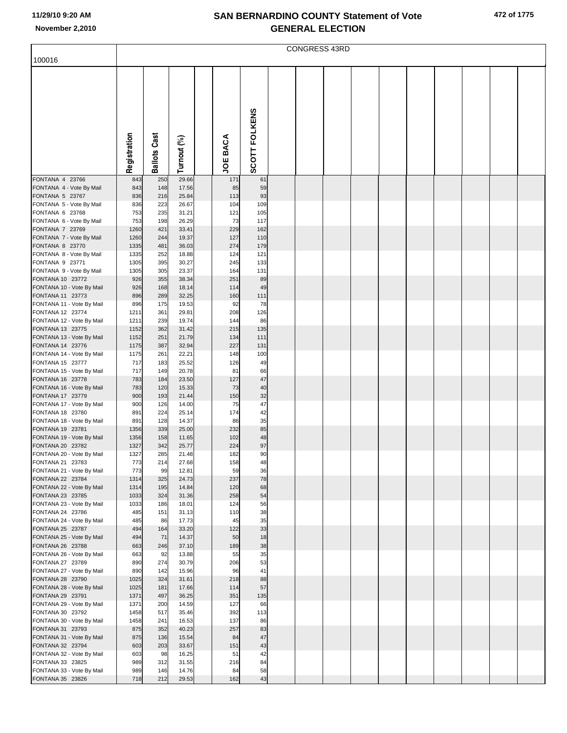# SAN BERNARDINO COUNTY Statement of Vote
## GENERAL ELECTION

11/29/10 9:20 AM
November 2,2010

100016

CONGRESS 43RD

| | Registration | Ballots Cast | Turnout (%) | | JOE BACA | SCOTT FOLKENS |
|---|---|---|---|---|---|---|
| FONTANA 4 23766 | 843 | 250 | 29.66 | | 171 | 61 |
| FONTANA 4 - Vote By Mail | 843 | 148 | 17.56 | | 85 | 59 |
| FONTANA 5 23767 | 836 | 216 | 25.84 | | 113 | 93 |
| FONTANA 5 - Vote By Mail | 836 | 223 | 26.67 | | 104 | 109 |
| FONTANA 6 23768 | 753 | 235 | 31.21 | | 121 | 105 |
| FONTANA 6 - Vote By Mail | 753 | 198 | 26.29 | | 73 | 117 |
| FONTANA 7 23769 | 1260 | 421 | 33.41 | | 229 | 162 |
| FONTANA 7 - Vote By Mail | 1260 | 244 | 19.37 | | 127 | 110 |
| FONTANA 8 23770 | 1335 | 481 | 36.03 | | 274 | 179 |
| FONTANA 8 - Vote By Mail | 1335 | 252 | 18.88 | | 124 | 121 |
| FONTANA 9 23771 | 1305 | 395 | 30.27 | | 245 | 133 |
| FONTANA 9 - Vote By Mail | 1305 | 305 | 23.37 | | 164 | 131 |
| FONTANA 10 23772 | 926 | 355 | 38.34 | | 251 | 89 |
| FONTANA 10 - Vote By Mail | 926 | 168 | 18.14 | | 114 | 49 |
| FONTANA 11 23773 | 896 | 289 | 32.25 | | 160 | 111 |
| FONTANA 11 - Vote By Mail | 896 | 175 | 19.53 | | 92 | 78 |
| FONTANA 12 23774 | 1211 | 361 | 29.81 | | 208 | 126 |
| FONTANA 12 - Vote By Mail | 1211 | 239 | 19.74 | | 144 | 86 |
| FONTANA 13 23775 | 1152 | 362 | 31.42 | | 215 | 135 |
| FONTANA 13 - Vote By Mail | 1152 | 251 | 21.79 | | 134 | 111 |
| FONTANA 14 23776 | 1175 | 387 | 32.94 | | 227 | 131 |
| FONTANA 14 - Vote By Mail | 1175 | 261 | 22.21 | | 148 | 100 |
| FONTANA 15 23777 | 717 | 183 | 25.52 | | 126 | 49 |
| FONTANA 15 - Vote By Mail | 717 | 149 | 20.78 | | 81 | 66 |
| FONTANA 16 23778 | 783 | 184 | 23.50 | | 127 | 47 |
| FONTANA 16 - Vote By Mail | 783 | 120 | 15.33 | | 73 | 40 |
| FONTANA 17 23779 | 900 | 193 | 21.44 | | 150 | 32 |
| FONTANA 17 - Vote By Mail | 900 | 126 | 14.00 | | 75 | 47 |
| FONTANA 18 23780 | 891 | 224 | 25.14 | | 174 | 42 |
| FONTANA 18 - Vote By Mail | 891 | 128 | 14.37 | | 86 | 35 |
| FONTANA 19 23781 | 1356 | 339 | 25.00 | | 232 | 85 |
| FONTANA 19 - Vote By Mail | 1356 | 158 | 11.65 | | 102 | 48 |
| FONTANA 20 23782 | 1327 | 342 | 25.77 | | 224 | 97 |
| FONTANA 20 - Vote By Mail | 1327 | 285 | 21.48 | | 182 | 90 |
| FONTANA 21 23783 | 773 | 214 | 27.68 | | 158 | 48 |
| FONTANA 21 - Vote By Mail | 773 | 99 | 12.81 | | 59 | 36 |
| FONTANA 22 23784 | 1314 | 325 | 24.73 | | 237 | 78 |
| FONTANA 22 - Vote By Mail | 1314 | 195 | 14.84 | | 120 | 68 |
| FONTANA 23 23785 | 1033 | 324 | 31.36 | | 258 | 54 |
| FONTANA 23 - Vote By Mail | 1033 | 186 | 18.01 | | 124 | 56 |
| FONTANA 24 23786 | 485 | 151 | 31.13 | | 110 | 38 |
| FONTANA 24 - Vote By Mail | 485 | 86 | 17.73 | | 45 | 35 |
| FONTANA 25 23787 | 494 | 164 | 33.20 | | 122 | 33 |
| FONTANA 25 - Vote By Mail | 494 | 71 | 14.37 | | 50 | 18 |
| FONTANA 26 23788 | 663 | 246 | 37.10 | | 189 | 38 |
| FONTANA 26 - Vote By Mail | 663 | 92 | 13.88 | | 55 | 35 |
| FONTANA 27 23789 | 890 | 274 | 30.79 | | 206 | 53 |
| FONTANA 27 - Vote By Mail | 890 | 142 | 15.96 | | 96 | 41 |
| FONTANA 28 23790 | 1025 | 324 | 31.61 | | 218 | 88 |
| FONTANA 28 - Vote By Mail | 1025 | 181 | 17.66 | | 114 | 57 |
| FONTANA 29 23791 | 1371 | 497 | 36.25 | | 351 | 135 |
| FONTANA 29 - Vote By Mail | 1371 | 200 | 14.59 | | 127 | 66 |
| FONTANA 30 23792 | 1458 | 517 | 35.46 | | 392 | 113 |
| FONTANA 30 - Vote By Mail | 1458 | 241 | 16.53 | | 137 | 86 |
| FONTANA 31 23793 | 875 | 352 | 40.23 | | 257 | 83 |
| FONTANA 31 - Vote By Mail | 875 | 136 | 15.54 | | 84 | 47 |
| FONTANA 32 23794 | 603 | 203 | 33.67 | | 151 | 43 |
| FONTANA 32 - Vote By Mail | 603 | 98 | 16.25 | | 51 | 42 |
| FONTANA 33 23825 | 989 | 312 | 31.55 | | 216 | 84 |
| FONTANA 33 - Vote By Mail | 989 | 146 | 14.76 | | 84 | 58 |
| FONTANA 35 23826 | 718 | 212 | 29.53 | | 162 | 43 |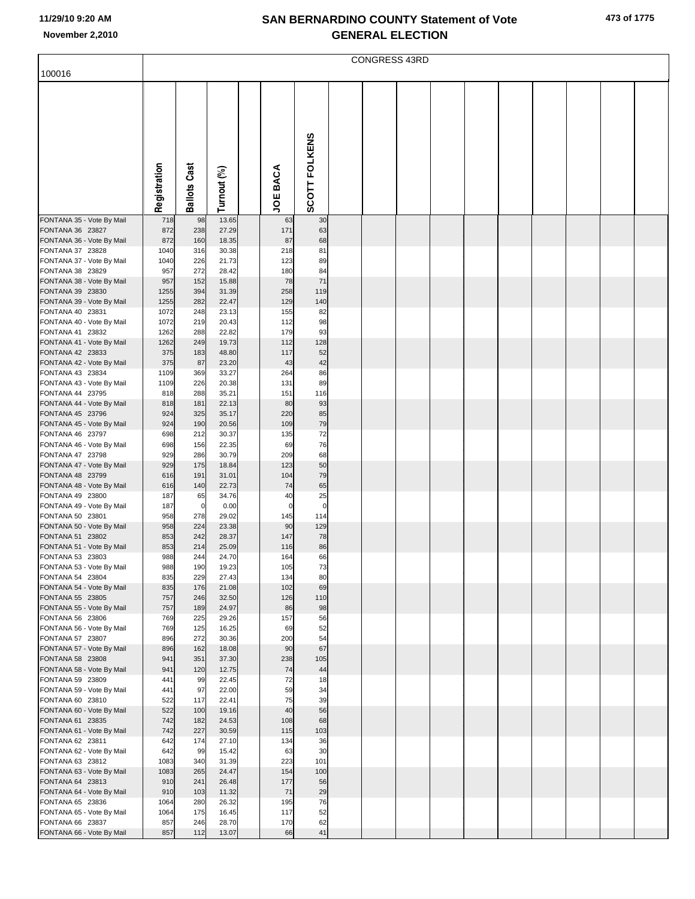# SAN BERNARDINO COUNTY Statement of Vote
## GENERAL ELECTION

November 2,2010

CONGRESS 43RD

| 100016 | Registration | Ballots Cast | Turnout (%) | JOE BACA | SCOTT FOLKENS |
|---|---|---|---|---|---|
| FONTANA 35 - Vote By Mail | 718 | 98 | 13.65 | 63 | 30 |
| FONTANA 36 23827 | 872 | 238 | 27.29 | 171 | 63 |
| FONTANA 36 - Vote By Mail | 872 | 160 | 18.35 | 87 | 68 |
| FONTANA 37 23828 | 1040 | 316 | 30.38 | 218 | 81 |
| FONTANA 37 - Vote By Mail | 1040 | 226 | 21.73 | 123 | 89 |
| FONTANA 38 23829 | 957 | 272 | 28.42 | 180 | 84 |
| FONTANA 38 - Vote By Mail | 957 | 152 | 15.88 | 78 | 71 |
| FONTANA 39 23830 | 1255 | 394 | 31.39 | 258 | 119 |
| FONTANA 39 - Vote By Mail | 1255 | 282 | 22.47 | 129 | 140 |
| FONTANA 40 23831 | 1072 | 248 | 23.13 | 155 | 82 |
| FONTANA 40 - Vote By Mail | 1072 | 219 | 20.43 | 112 | 98 |
| FONTANA 41 23832 | 1262 | 288 | 22.82 | 179 | 93 |
| FONTANA 41 - Vote By Mail | 1262 | 249 | 19.73 | 112 | 128 |
| FONTANA 42 23833 | 375 | 183 | 48.80 | 117 | 52 |
| FONTANA 42 - Vote By Mail | 375 | 87 | 23.20 | 43 | 42 |
| FONTANA 43 23834 | 1109 | 369 | 33.27 | 264 | 86 |
| FONTANA 43 - Vote By Mail | 1109 | 226 | 20.38 | 131 | 89 |
| FONTANA 44 23795 | 818 | 288 | 35.21 | 151 | 116 |
| FONTANA 44 - Vote By Mail | 818 | 181 | 22.13 | 80 | 93 |
| FONTANA 45 23796 | 924 | 325 | 35.17 | 220 | 85 |
| FONTANA 45 - Vote By Mail | 924 | 190 | 20.56 | 109 | 79 |
| FONTANA 46 23797 | 698 | 212 | 30.37 | 135 | 72 |
| FONTANA 46 - Vote By Mail | 698 | 156 | 22.35 | 69 | 76 |
| FONTANA 47 23798 | 929 | 286 | 30.79 | 209 | 68 |
| FONTANA 47 - Vote By Mail | 929 | 175 | 18.84 | 123 | 50 |
| FONTANA 48 23799 | 616 | 191 | 31.01 | 104 | 79 |
| FONTANA 48 - Vote By Mail | 616 | 140 | 22.73 | 74 | 65 |
| FONTANA 49 23800 | 187 | 65 | 34.76 | 40 | 25 |
| FONTANA 49 - Vote By Mail | 187 | 0 | 0.00 | 0 | 0 |
| FONTANA 50 23801 | 958 | 278 | 29.02 | 145 | 114 |
| FONTANA 50 - Vote By Mail | 958 | 224 | 23.38 | 90 | 129 |
| FONTANA 51 23802 | 853 | 242 | 28.37 | 147 | 78 |
| FONTANA 51 - Vote By Mail | 853 | 214 | 25.09 | 116 | 86 |
| FONTANA 53 23803 | 988 | 244 | 24.70 | 164 | 66 |
| FONTANA 53 - Vote By Mail | 988 | 190 | 19.23 | 105 | 73 |
| FONTANA 54 23804 | 835 | 229 | 27.43 | 134 | 80 |
| FONTANA 54 - Vote By Mail | 835 | 176 | 21.08 | 102 | 69 |
| FONTANA 55 23805 | 757 | 246 | 32.50 | 126 | 110 |
| FONTANA 55 - Vote By Mail | 757 | 189 | 24.97 | 86 | 98 |
| FONTANA 56 23806 | 769 | 225 | 29.26 | 157 | 56 |
| FONTANA 56 - Vote By Mail | 769 | 125 | 16.25 | 69 | 52 |
| FONTANA 57 23807 | 896 | 272 | 30.36 | 200 | 54 |
| FONTANA 57 - Vote By Mail | 896 | 162 | 18.08 | 90 | 67 |
| FONTANA 58 23808 | 941 | 351 | 37.30 | 238 | 105 |
| FONTANA 58 - Vote By Mail | 941 | 120 | 12.75 | 74 | 44 |
| FONTANA 59 23809 | 441 | 99 | 22.45 | 72 | 18 |
| FONTANA 59 - Vote By Mail | 441 | 97 | 22.00 | 59 | 34 |
| FONTANA 60 23810 | 522 | 117 | 22.41 | 75 | 39 |
| FONTANA 60 - Vote By Mail | 522 | 100 | 19.16 | 40 | 56 |
| FONTANA 61 23835 | 742 | 182 | 24.53 | 108 | 68 |
| FONTANA 61 - Vote By Mail | 742 | 227 | 30.59 | 115 | 103 |
| FONTANA 62 23811 | 642 | 174 | 27.10 | 134 | 36 |
| FONTANA 62 - Vote By Mail | 642 | 99 | 15.42 | 63 | 30 |
| FONTANA 63 23812 | 1083 | 340 | 31.39 | 223 | 101 |
| FONTANA 63 - Vote By Mail | 1083 | 265 | 24.47 | 154 | 100 |
| FONTANA 64 23813 | 910 | 241 | 26.48 | 177 | 56 |
| FONTANA 64 - Vote By Mail | 910 | 103 | 11.32 | 71 | 29 |
| FONTANA 65 23836 | 1064 | 280 | 26.32 | 195 | 76 |
| FONTANA 65 - Vote By Mail | 1064 | 175 | 16.45 | 117 | 52 |
| FONTANA 66 23837 | 857 | 246 | 28.70 | 170 | 62 |
| FONTANA 66 - Vote By Mail | 857 | 112 | 13.07 | 66 | 41 |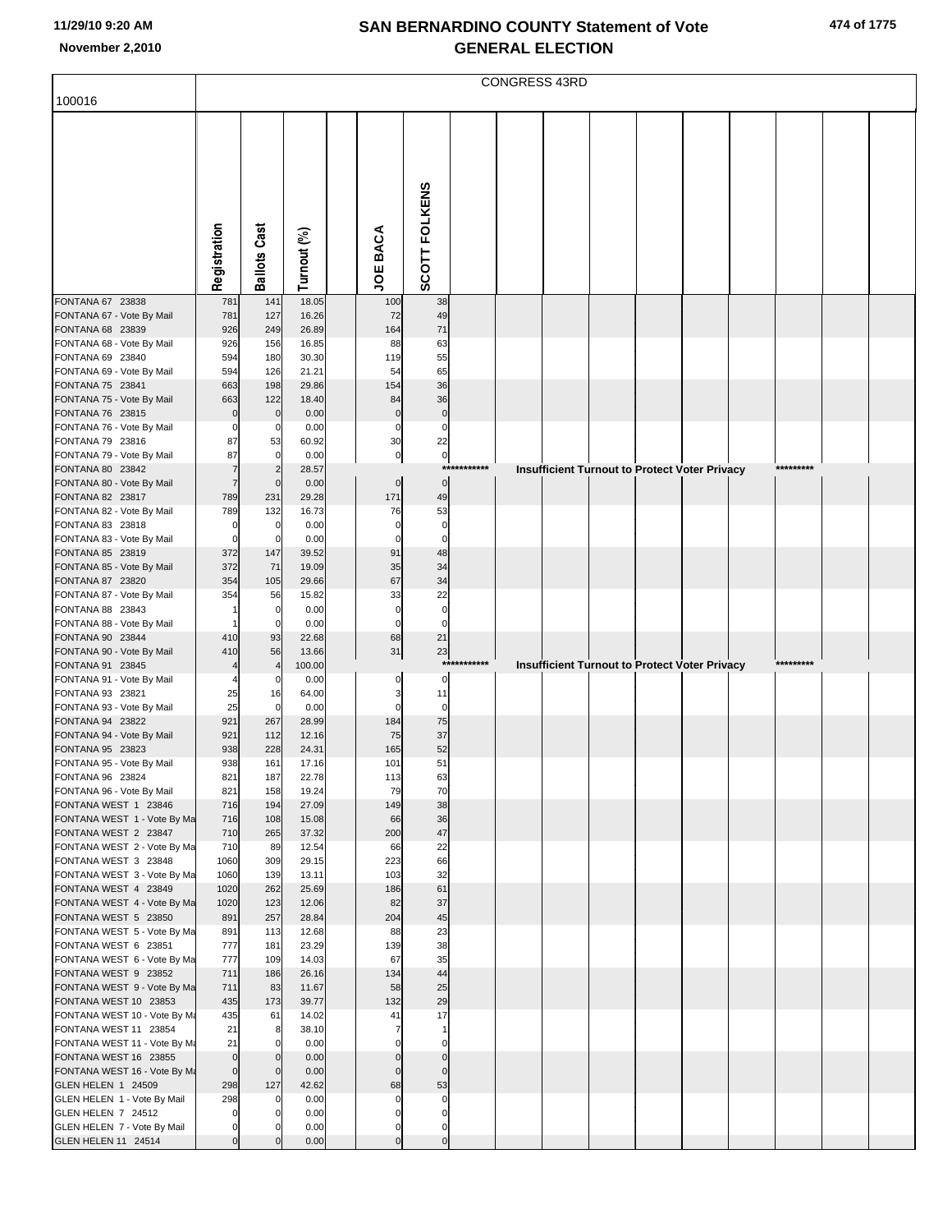# SAN BERNARDINO COUNTY Statement of Vote
## GENERAL ELECTION

11/29/10 9:20 AM
November 2,2010

100016

CONGRESS 43RD

| | Registration | Ballots Cast | Turnout (%) | | JOE BACA | SCOTT FOLKENS |
|---|---|---|---|---|---|---|
| FONTANA 67 23838 | 781 | 141 | 18.05 | | 100 | 38 |
| FONTANA 67 - Vote By Mail | 781 | 127 | 16.26 | | 72 | 49 |
| FONTANA 68 23839 | 926 | 249 | 26.89 | | 164 | 71 |
| FONTANA 68 - Vote By Mail | 926 | 156 | 16.85 | | 88 | 63 |
| FONTANA 69 23840 | 594 | 180 | 30.30 | | 119 | 55 |
| FONTANA 69 - Vote By Mail | 594 | 126 | 21.21 | | 54 | 65 |
| FONTANA 75 23841 | 663 | 198 | 29.86 | | 154 | 36 |
| FONTANA 75 - Vote By Mail | 663 | 122 | 18.40 | | 84 | 36 |
| FONTANA 76 23815 | 0 | 0 | 0.00 | | 0 | 0 |
| FONTANA 76 - Vote By Mail | 0 | 0 | 0.00 | | 0 | 0 |
| FONTANA 79 23816 | 87 | 53 | 60.92 | | 30 | 22 |
| FONTANA 79 - Vote By Mail | 87 | 0 | 0.00 | | 0 | 0 |
| FONTANA 80 23842 | 7 | 2 | 28.57 | | *********** Insufficient Turnout to Protect Voter Privacy ********* | |
| FONTANA 80 - Vote By Mail | 7 | 0 | 0.00 | | 0 | 0 |
| FONTANA 82 23817 | 789 | 231 | 29.28 | | 171 | 49 |
| FONTANA 82 - Vote By Mail | 789 | 132 | 16.73 | | 76 | 53 |
| FONTANA 83 23818 | 0 | 0 | 0.00 | | 0 | 0 |
| FONTANA 83 - Vote By Mail | 0 | 0 | 0.00 | | 0 | 0 |
| FONTANA 85 23819 | 372 | 147 | 39.52 | | 91 | 48 |
| FONTANA 85 - Vote By Mail | 372 | 71 | 19.09 | | 35 | 34 |
| FONTANA 87 23820 | 354 | 105 | 29.66 | | 67 | 34 |
| FONTANA 87 - Vote By Mail | 354 | 56 | 15.82 | | 33 | 22 |
| FONTANA 88 23843 | 1 | 0 | 0.00 | | 0 | 0 |
| FONTANA 88 - Vote By Mail | 1 | 0 | 0.00 | | 0 | 0 |
| FONTANA 90 23844 | 410 | 93 | 22.68 | | 68 | 21 |
| FONTANA 90 - Vote By Mail | 410 | 56 | 13.66 | | 31 | 23 |
| FONTANA 91 23845 | 4 | 4 | 100.00 | | *********** Insufficient Turnout to Protect Voter Privacy ********* | |
| FONTANA 91 - Vote By Mail | 4 | 0 | 0.00 | | 0 | 0 |
| FONTANA 93 23821 | 25 | 16 | 64.00 | | 3 | 11 |
| FONTANA 93 - Vote By Mail | 25 | 0 | 0.00 | | 0 | 0 |
| FONTANA 94 23822 | 921 | 267 | 28.99 | | 184 | 75 |
| FONTANA 94 - Vote By Mail | 921 | 112 | 12.16 | | 75 | 37 |
| FONTANA 95 23823 | 938 | 228 | 24.31 | | 165 | 52 |
| FONTANA 95 - Vote By Mail | 938 | 161 | 17.16 | | 101 | 51 |
| FONTANA 96 23824 | 821 | 187 | 22.78 | | 113 | 63 |
| FONTANA 96 - Vote By Mail | 821 | 158 | 19.24 | | 79 | 70 |
| FONTANA WEST 1 23846 | 716 | 194 | 27.09 | | 149 | 38 |
| FONTANA WEST 1 - Vote By Ma | 716 | 108 | 15.08 | | 66 | 36 |
| FONTANA WEST 2 23847 | 710 | 265 | 37.32 | | 200 | 47 |
| FONTANA WEST 2 - Vote By Ma | 710 | 89 | 12.54 | | 66 | 22 |
| FONTANA WEST 3 23848 | 1060 | 309 | 29.15 | | 223 | 66 |
| FONTANA WEST 3 - Vote By Ma | 1060 | 139 | 13.11 | | 103 | 32 |
| FONTANA WEST 4 23849 | 1020 | 262 | 25.69 | | 186 | 61 |
| FONTANA WEST 4 - Vote By Ma | 1020 | 123 | 12.06 | | 82 | 37 |
| FONTANA WEST 5 23850 | 891 | 257 | 28.84 | | 204 | 45 |
| FONTANA WEST 5 - Vote By Ma | 891 | 113 | 12.68 | | 88 | 23 |
| FONTANA WEST 6 23851 | 777 | 181 | 23.29 | | 139 | 38 |
| FONTANA WEST 6 - Vote By Ma | 777 | 109 | 14.03 | | 67 | 35 |
| FONTANA WEST 9 23852 | 711 | 186 | 26.16 | | 134 | 44 |
| FONTANA WEST 9 - Vote By Ma | 711 | 83 | 11.67 | | 58 | 25 |
| FONTANA WEST 10 23853 | 435 | 173 | 39.77 | | 132 | 29 |
| FONTANA WEST 10 - Vote By Ma | 435 | 61 | 14.02 | | 41 | 17 |
| FONTANA WEST 11 23854 | 21 | 8 | 38.10 | | 7 | 1 |
| FONTANA WEST 11 - Vote By Ma | 21 | 0 | 0.00 | | 0 | 0 |
| FONTANA WEST 16 23855 | 0 | 0 | 0.00 | | 0 | 0 |
| FONTANA WEST 16 - Vote By Ma | 0 | 0 | 0.00 | | 0 | 0 |
| GLEN HELEN 1 24509 | 298 | 127 | 42.62 | | 68 | 53 |
| GLEN HELEN 1 - Vote By Mail | 298 | 0 | 0.00 | | 0 | 0 |
| GLEN HELEN 7 24512 | 0 | 0 | 0.00 | | 0 | 0 |
| GLEN HELEN 7 - Vote By Mail | 0 | 0 | 0.00 | | 0 | 0 |
| GLEN HELEN 11 24514 | 0 | 0 | 0.00 | | 0 | 0 |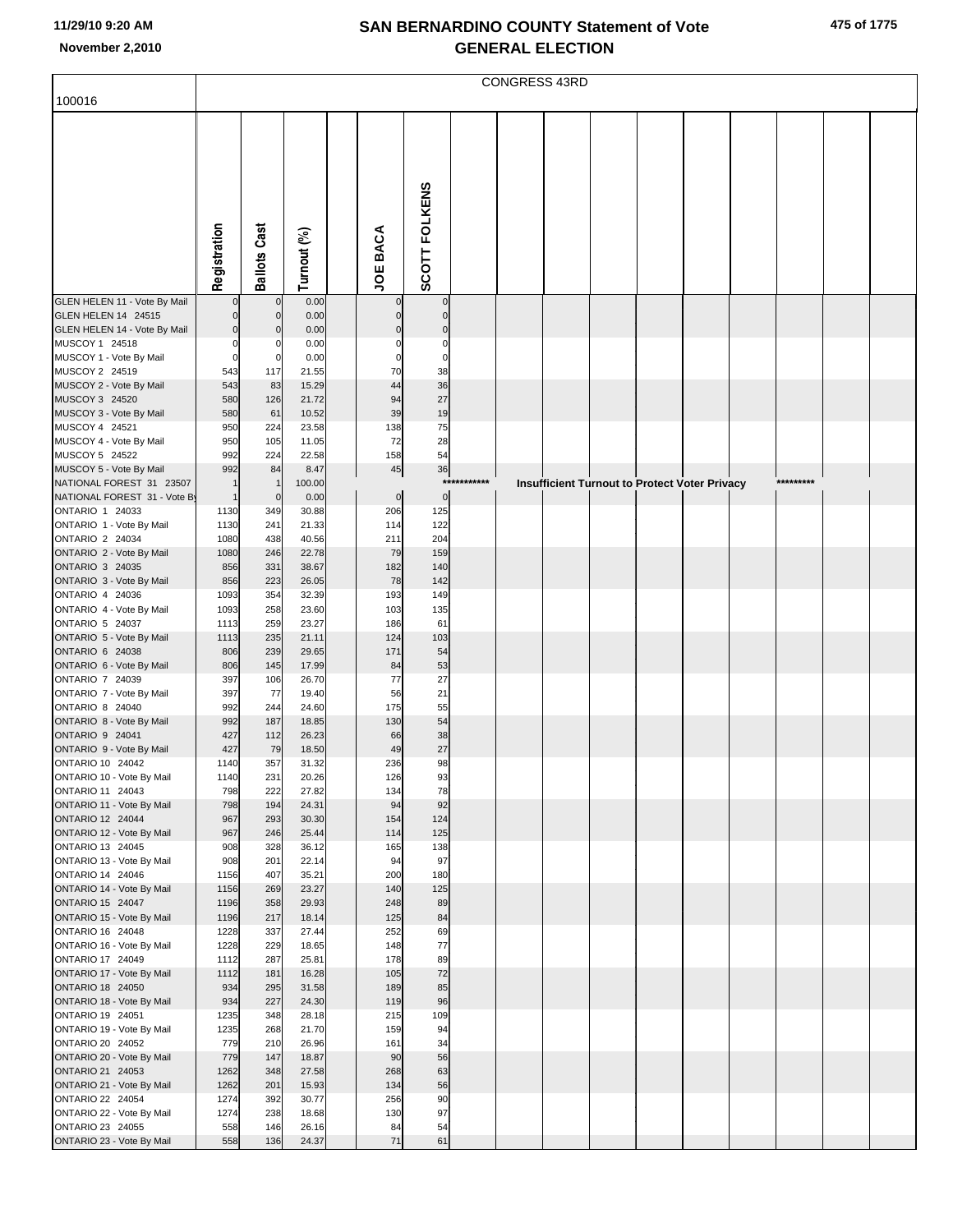# SAN BERNARDINO COUNTY Statement of Vote
## GENERAL ELECTION

11/29/10 9:20 AM
November 2,2010

CONGRESS 43RD

| 100016 | Registration | Ballots Cast | Turnout (%) | | JOE BACA | SCOTT FOLKENS |
|---|---|---|---|---|---|---|
| GLEN HELEN 11 - Vote By Mail | 0 | 0 | 0.00 | | 0 | 0 |
| GLEN HELEN 14 24515 | 0 | 0 | 0.00 | | 0 | 0 |
| GLEN HELEN 14 - Vote By Mail | 0 | 0 | 0.00 | | 0 | 0 |
| MUSCOY 1 24518 | 0 | 0 | 0.00 | | 0 | 0 |
| MUSCOY 1 - Vote By Mail | 0 | 0 | 0.00 | | 0 | 0 |
| MUSCOY 2 24519 | 543 | 117 | 21.55 | | 70 | 38 |
| MUSCOY 2 - Vote By Mail | 543 | 83 | 15.29 | | 44 | 36 |
| MUSCOY 3 24520 | 580 | 126 | 21.72 | | 94 | 27 |
| MUSCOY 3 - Vote By Mail | 580 | 61 | 10.52 | | 39 | 19 |
| MUSCOY 4 24521 | 950 | 224 | 23.58 | | 138 | 75 |
| MUSCOY 4 - Vote By Mail | 950 | 105 | 11.05 | | 72 | 28 |
| MUSCOY 5 24522 | 992 | 224 | 22.58 | | 158 | 54 |
| MUSCOY 5 - Vote By Mail | 992 | 84 | 8.47 | | 45 | 36 |
| NATIONAL FOREST 31 23507 | 1 | 1 | 100.00 | | *********** Insufficient Turnout to Protect Voter Privacy ********* | |
| NATIONAL FOREST 31 - Vote By | 1 | 0 | 0.00 | | 0 | 0 |
| ONTARIO 1 24033 | 1130 | 349 | 30.88 | | 206 | 125 |
| ONTARIO 1 - Vote By Mail | 1130 | 241 | 21.33 | | 114 | 122 |
| ONTARIO 2 24034 | 1080 | 438 | 40.56 | | 211 | 204 |
| ONTARIO 2 - Vote By Mail | 1080 | 246 | 22.78 | | 79 | 159 |
| ONTARIO 3 24035 | 856 | 331 | 38.67 | | 182 | 140 |
| ONTARIO 3 - Vote By Mail | 856 | 223 | 26.05 | | 78 | 142 |
| ONTARIO 4 24036 | 1093 | 354 | 32.39 | | 193 | 149 |
| ONTARIO 4 - Vote By Mail | 1093 | 258 | 23.60 | | 103 | 135 |
| ONTARIO 5 24037 | 1113 | 259 | 23.27 | | 186 | 61 |
| ONTARIO 5 - Vote By Mail | 1113 | 235 | 21.11 | | 124 | 103 |
| ONTARIO 6 24038 | 806 | 239 | 29.65 | | 171 | 54 |
| ONTARIO 6 - Vote By Mail | 806 | 145 | 17.99 | | 84 | 53 |
| ONTARIO 7 24039 | 397 | 106 | 26.70 | | 77 | 27 |
| ONTARIO 7 - Vote By Mail | 397 | 77 | 19.40 | | 56 | 21 |
| ONTARIO 8 24040 | 992 | 244 | 24.60 | | 175 | 55 |
| ONTARIO 8 - Vote By Mail | 992 | 187 | 18.85 | | 130 | 54 |
| ONTARIO 9 24041 | 427 | 112 | 26.23 | | 66 | 38 |
| ONTARIO 9 - Vote By Mail | 427 | 79 | 18.50 | | 49 | 27 |
| ONTARIO 10 24042 | 1140 | 357 | 31.32 | | 236 | 98 |
| ONTARIO 10 - Vote By Mail | 1140 | 231 | 20.26 | | 126 | 93 |
| ONTARIO 11 24043 | 798 | 222 | 27.82 | | 134 | 78 |
| ONTARIO 11 - Vote By Mail | 798 | 194 | 24.31 | | 94 | 92 |
| ONTARIO 12 24044 | 967 | 293 | 30.30 | | 154 | 124 |
| ONTARIO 12 - Vote By Mail | 967 | 246 | 25.44 | | 114 | 125 |
| ONTARIO 13 24045 | 908 | 328 | 36.12 | | 165 | 138 |
| ONTARIO 13 - Vote By Mail | 908 | 201 | 22.14 | | 94 | 97 |
| ONTARIO 14 24046 | 1156 | 407 | 35.21 | | 200 | 180 |
| ONTARIO 14 - Vote By Mail | 1156 | 269 | 23.27 | | 140 | 125 |
| ONTARIO 15 24047 | 1196 | 358 | 29.93 | | 248 | 89 |
| ONTARIO 15 - Vote By Mail | 1196 | 217 | 18.14 | | 125 | 84 |
| ONTARIO 16 24048 | 1228 | 337 | 27.44 | | 252 | 69 |
| ONTARIO 16 - Vote By Mail | 1228 | 229 | 18.65 | | 148 | 77 |
| ONTARIO 17 24049 | 1112 | 287 | 25.81 | | 178 | 89 |
| ONTARIO 17 - Vote By Mail | 1112 | 181 | 16.28 | | 105 | 72 |
| ONTARIO 18 24050 | 934 | 295 | 31.58 | | 189 | 85 |
| ONTARIO 18 - Vote By Mail | 934 | 227 | 24.30 | | 119 | 96 |
| ONTARIO 19 24051 | 1235 | 348 | 28.18 | | 215 | 109 |
| ONTARIO 19 - Vote By Mail | 1235 | 268 | 21.70 | | 159 | 94 |
| ONTARIO 20 24052 | 779 | 210 | 26.96 | | 161 | 34 |
| ONTARIO 20 - Vote By Mail | 779 | 147 | 18.87 | | 90 | 56 |
| ONTARIO 21 24053 | 1262 | 348 | 27.58 | | 268 | 63 |
| ONTARIO 21 - Vote By Mail | 1262 | 201 | 15.93 | | 134 | 56 |
| ONTARIO 22 24054 | 1274 | 392 | 30.77 | | 256 | 90 |
| ONTARIO 22 - Vote By Mail | 1274 | 238 | 18.68 | | 130 | 97 |
| ONTARIO 23 24055 | 558 | 146 | 26.16 | | 84 | 54 |
| ONTARIO 23 - Vote By Mail | 558 | 136 | 24.37 | | 71 | 61 |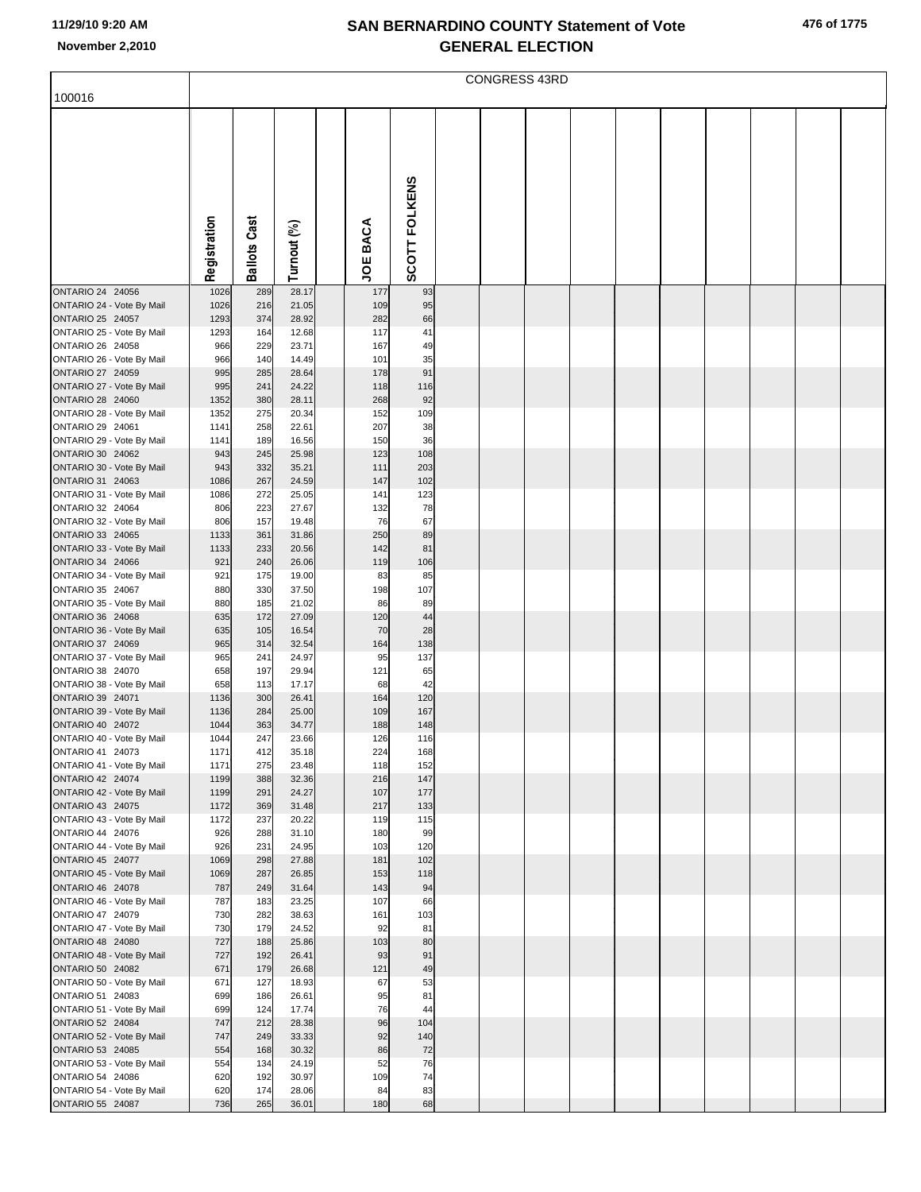# SAN BERNARDINO COUNTY Statement of Vote
## GENERAL ELECTION

11/29/10 9:20 AM
November 2,2010

CONGRESS 43RD

100016

| | Registration | Ballots Cast | Turnout (%) | | JOE BACA | SCOTT FOLKENS |
|---|---|---|---|---|---|---|
| ONTARIO 24 24056 | 1026 | 289 | 28.17 | | 177 | 93 |
| ONTARIO 24 - Vote By Mail | 1026 | 216 | 21.05 | | 109 | 95 |
| ONTARIO 25 24057 | 1293 | 374 | 28.92 | | 282 | 66 |
| ONTARIO 25 - Vote By Mail | 1293 | 164 | 12.68 | | 117 | 41 |
| ONTARIO 26 24058 | 966 | 229 | 23.71 | | 167 | 49 |
| ONTARIO 26 - Vote By Mail | 966 | 140 | 14.49 | | 101 | 35 |
| ONTARIO 27 24059 | 995 | 285 | 28.64 | | 178 | 91 |
| ONTARIO 27 - Vote By Mail | 995 | 241 | 24.22 | | 118 | 116 |
| ONTARIO 28 24060 | 1352 | 380 | 28.11 | | 268 | 92 |
| ONTARIO 28 - Vote By Mail | 1352 | 275 | 20.34 | | 152 | 109 |
| ONTARIO 29 24061 | 1141 | 258 | 22.61 | | 207 | 38 |
| ONTARIO 29 - Vote By Mail | 1141 | 189 | 16.56 | | 150 | 36 |
| ONTARIO 30 24062 | 943 | 245 | 25.98 | | 123 | 108 |
| ONTARIO 30 - Vote By Mail | 943 | 332 | 35.21 | | 111 | 203 |
| ONTARIO 31 24063 | 1086 | 267 | 24.59 | | 147 | 102 |
| ONTARIO 31 - Vote By Mail | 1086 | 272 | 25.05 | | 141 | 123 |
| ONTARIO 32 24064 | 806 | 223 | 27.67 | | 132 | 78 |
| ONTARIO 32 - Vote By Mail | 806 | 157 | 19.48 | | 76 | 67 |
| ONTARIO 33 24065 | 1133 | 361 | 31.86 | | 250 | 89 |
| ONTARIO 33 - Vote By Mail | 1133 | 233 | 20.56 | | 142 | 81 |
| ONTARIO 34 24066 | 921 | 240 | 26.06 | | 119 | 106 |
| ONTARIO 34 - Vote By Mail | 921 | 175 | 19.00 | | 83 | 85 |
| ONTARIO 35 24067 | 880 | 330 | 37.50 | | 198 | 107 |
| ONTARIO 35 - Vote By Mail | 880 | 185 | 21.02 | | 86 | 89 |
| ONTARIO 36 24068 | 635 | 172 | 27.09 | | 120 | 44 |
| ONTARIO 36 - Vote By Mail | 635 | 105 | 16.54 | | 70 | 28 |
| ONTARIO 37 24069 | 965 | 314 | 32.54 | | 164 | 138 |
| ONTARIO 37 - Vote By Mail | 965 | 241 | 24.97 | | 95 | 137 |
| ONTARIO 38 24070 | 658 | 197 | 29.94 | | 121 | 65 |
| ONTARIO 38 - Vote By Mail | 658 | 113 | 17.17 | | 68 | 42 |
| ONTARIO 39 24071 | 1136 | 300 | 26.41 | | 164 | 120 |
| ONTARIO 39 - Vote By Mail | 1136 | 284 | 25.00 | | 109 | 167 |
| ONTARIO 40 24072 | 1044 | 363 | 34.77 | | 188 | 148 |
| ONTARIO 40 - Vote By Mail | 1044 | 247 | 23.66 | | 126 | 116 |
| ONTARIO 41 24073 | 1171 | 412 | 35.18 | | 224 | 168 |
| ONTARIO 41 - Vote By Mail | 1171 | 275 | 23.48 | | 118 | 152 |
| ONTARIO 42 24074 | 1199 | 388 | 32.36 | | 216 | 147 |
| ONTARIO 42 - Vote By Mail | 1199 | 291 | 24.27 | | 107 | 177 |
| ONTARIO 43 24075 | 1172 | 369 | 31.48 | | 217 | 133 |
| ONTARIO 43 - Vote By Mail | 1172 | 237 | 20.22 | | 119 | 115 |
| ONTARIO 44 24076 | 926 | 288 | 31.10 | | 180 | 99 |
| ONTARIO 44 - Vote By Mail | 926 | 231 | 24.95 | | 103 | 120 |
| ONTARIO 45 24077 | 1069 | 298 | 27.88 | | 181 | 102 |
| ONTARIO 45 - Vote By Mail | 1069 | 287 | 26.85 | | 153 | 118 |
| ONTARIO 46 24078 | 787 | 249 | 31.64 | | 143 | 94 |
| ONTARIO 46 - Vote By Mail | 787 | 183 | 23.25 | | 107 | 66 |
| ONTARIO 47 24079 | 730 | 282 | 38.63 | | 161 | 103 |
| ONTARIO 47 - Vote By Mail | 730 | 179 | 24.52 | | 92 | 81 |
| ONTARIO 48 24080 | 727 | 188 | 25.86 | | 103 | 80 |
| ONTARIO 48 - Vote By Mail | 727 | 192 | 26.41 | | 93 | 91 |
| ONTARIO 50 24082 | 671 | 179 | 26.68 | | 121 | 49 |
| ONTARIO 50 - Vote By Mail | 671 | 127 | 18.93 | | 67 | 53 |
| ONTARIO 51 24083 | 699 | 186 | 26.61 | | 95 | 81 |
| ONTARIO 51 - Vote By Mail | 699 | 124 | 17.74 | | 76 | 44 |
| ONTARIO 52 24084 | 747 | 212 | 28.38 | | 96 | 104 |
| ONTARIO 52 - Vote By Mail | 747 | 249 | 33.33 | | 92 | 140 |
| ONTARIO 53 24085 | 554 | 168 | 30.32 | | 86 | 72 |
| ONTARIO 53 - Vote By Mail | 554 | 134 | 24.19 | | 52 | 76 |
| ONTARIO 54 24086 | 620 | 192 | 30.97 | | 109 | 74 |
| ONTARIO 54 - Vote By Mail | 620 | 174 | 28.06 | | 84 | 83 |
| ONTARIO 55 24087 | 736 | 265 | 36.01 | | 180 | 68 |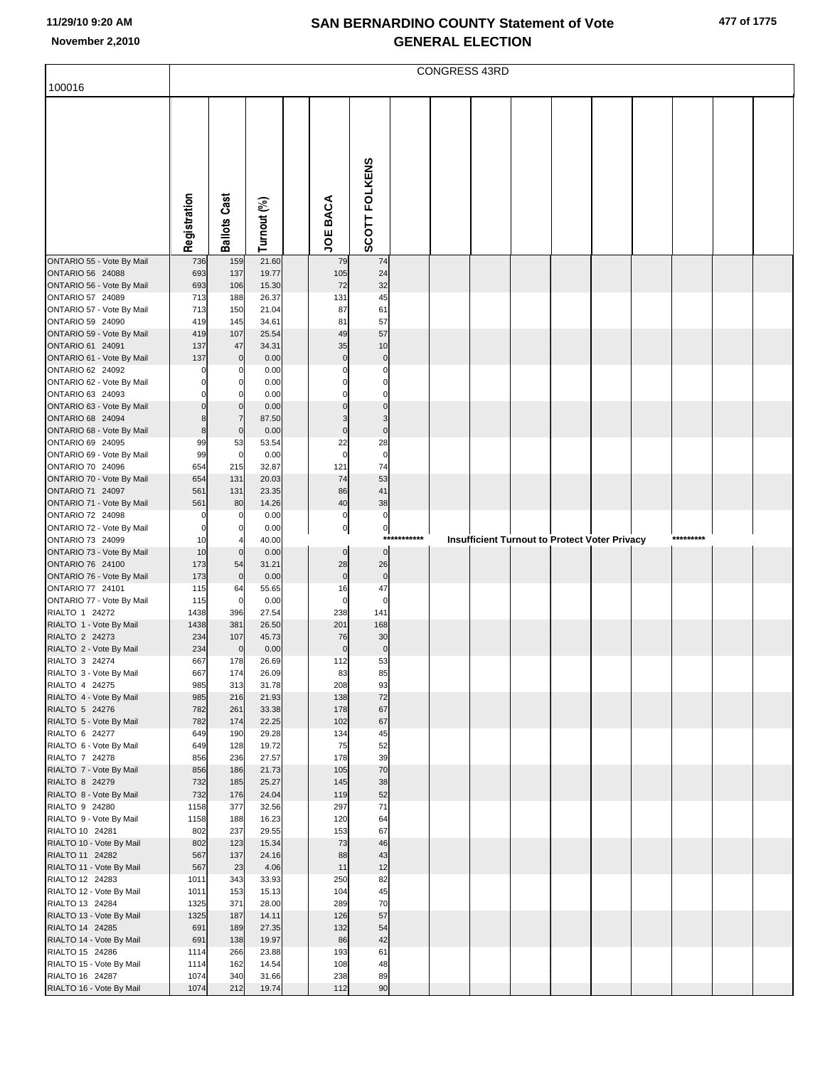# SAN BERNARDINO COUNTY Statement of Vote GENERAL ELECTION

11/29/10 9:20 AM
November 2,2010

CONGRESS 43RD

100016

| | Registration | Ballots Cast | Turnout (%) | | JOE BACA | SCOTT FOLKENS |
|---|---|---|---|---|---|---|
| ONTARIO 55 - Vote By Mail | 736 | 159 | 21.60 | | 79 | 74 |
| ONTARIO 56 24088 | 693 | 137 | 19.77 | | 105 | 24 |
| ONTARIO 56 - Vote By Mail | 693 | 106 | 15.30 | | 72 | 32 |
| ONTARIO 57 24089 | 713 | 188 | 26.37 | | 131 | 45 |
| ONTARIO 57 - Vote By Mail | 713 | 150 | 21.04 | | 87 | 61 |
| ONTARIO 59 24090 | 419 | 145 | 34.61 | | 81 | 57 |
| ONTARIO 59 - Vote By Mail | 419 | 107 | 25.54 | | 49 | 57 |
| ONTARIO 61 24091 | 137 | 47 | 34.31 | | 35 | 10 |
| ONTARIO 61 - Vote By Mail | 137 | 0 | 0.00 | | 0 | 0 |
| ONTARIO 62 24092 | 0 | 0 | 0.00 | | 0 | 0 |
| ONTARIO 62 - Vote By Mail | 0 | 0 | 0.00 | | 0 | 0 |
| ONTARIO 63 24093 | 0 | 0 | 0.00 | | 0 | 0 |
| ONTARIO 63 - Vote By Mail | 0 | 0 | 0.00 | | 0 | 0 |
| ONTARIO 68 24094 | 8 | 7 | 87.50 | | 3 | 3 |
| ONTARIO 68 - Vote By Mail | 8 | 0 | 0.00 | | 0 | 0 |
| ONTARIO 69 24095 | 99 | 53 | 53.54 | | 22 | 28 |
| ONTARIO 69 - Vote By Mail | 99 | 0 | 0.00 | | 0 | 0 |
| ONTARIO 70 24096 | 654 | 215 | 32.87 | | 121 | 74 |
| ONTARIO 70 - Vote By Mail | 654 | 131 | 20.03 | | 74 | 53 |
| ONTARIO 71 24097 | 561 | 131 | 23.35 | | 86 | 41 |
| ONTARIO 71 - Vote By Mail | 561 | 80 | 14.26 | | 40 | 38 |
| ONTARIO 72 24098 | 0 | 0 | 0.00 | | 0 | 0 |
| ONTARIO 72 - Vote By Mail | 0 | 0 | 0.00 | | 0 | 0 |
| ONTARIO 73 24099 | 10 | 4 | 40.00 | | *********** Insufficient Turnout to Protect Voter Privacy ********* | |
| ONTARIO 73 - Vote By Mail | 10 | 0 | 0.00 | | 0 | 0 |
| ONTARIO 76 24100 | 173 | 54 | 31.21 | | 28 | 26 |
| ONTARIO 76 - Vote By Mail | 173 | 0 | 0.00 | | 0 | 0 |
| ONTARIO 77 24101 | 115 | 64 | 55.65 | | 16 | 47 |
| ONTARIO 77 - Vote By Mail | 115 | 0 | 0.00 | | 0 | 0 |
| RIALTO 1 24272 | 1438 | 396 | 27.54 | | 238 | 141 |
| RIALTO 1 - Vote By Mail | 1438 | 381 | 26.50 | | 201 | 168 |
| RIALTO 2 24273 | 234 | 107 | 45.73 | | 76 | 30 |
| RIALTO 2 - Vote By Mail | 234 | 0 | 0.00 | | 0 | 0 |
| RIALTO 3 24274 | 667 | 178 | 26.69 | | 112 | 53 |
| RIALTO 3 - Vote By Mail | 667 | 174 | 26.09 | | 83 | 85 |
| RIALTO 4 24275 | 985 | 313 | 31.78 | | 208 | 93 |
| RIALTO 4 - Vote By Mail | 985 | 216 | 21.93 | | 138 | 72 |
| RIALTO 5 24276 | 782 | 261 | 33.38 | | 178 | 67 |
| RIALTO 5 - Vote By Mail | 782 | 174 | 22.25 | | 102 | 67 |
| RIALTO 6 24277 | 649 | 190 | 29.28 | | 134 | 45 |
| RIALTO 6 - Vote By Mail | 649 | 128 | 19.72 | | 75 | 52 |
| RIALTO 7 24278 | 856 | 236 | 27.57 | | 178 | 39 |
| RIALTO 7 - Vote By Mail | 856 | 186 | 21.73 | | 105 | 70 |
| RIALTO 8 24279 | 732 | 185 | 25.27 | | 145 | 38 |
| RIALTO 8 - Vote By Mail | 732 | 176 | 24.04 | | 119 | 52 |
| RIALTO 9 24280 | 1158 | 377 | 32.56 | | 297 | 71 |
| RIALTO 9 - Vote By Mail | 1158 | 188 | 16.23 | | 120 | 64 |
| RIALTO 10 24281 | 802 | 237 | 29.55 | | 153 | 67 |
| RIALTO 10 - Vote By Mail | 802 | 123 | 15.34 | | 73 | 46 |
| RIALTO 11 24282 | 567 | 137 | 24.16 | | 88 | 43 |
| RIALTO 11 - Vote By Mail | 567 | 23 | 4.06 | | 11 | 12 |
| RIALTO 12 24283 | 1011 | 343 | 33.93 | | 250 | 82 |
| RIALTO 12 - Vote By Mail | 1011 | 153 | 15.13 | | 104 | 45 |
| RIALTO 13 24284 | 1325 | 371 | 28.00 | | 289 | 70 |
| RIALTO 13 - Vote By Mail | 1325 | 187 | 14.11 | | 126 | 57 |
| RIALTO 14 24285 | 691 | 189 | 27.35 | | 132 | 54 |
| RIALTO 14 - Vote By Mail | 691 | 138 | 19.97 | | 86 | 42 |
| RIALTO 15 24286 | 1114 | 266 | 23.88 | | 193 | 61 |
| RIALTO 15 - Vote By Mail | 1114 | 162 | 14.54 | | 108 | 48 |
| RIALTO 16 24287 | 1074 | 340 | 31.66 | | 238 | 89 |
| RIALTO 16 - Vote By Mail | 1074 | 212 | 19.74 | | 112 | 90 |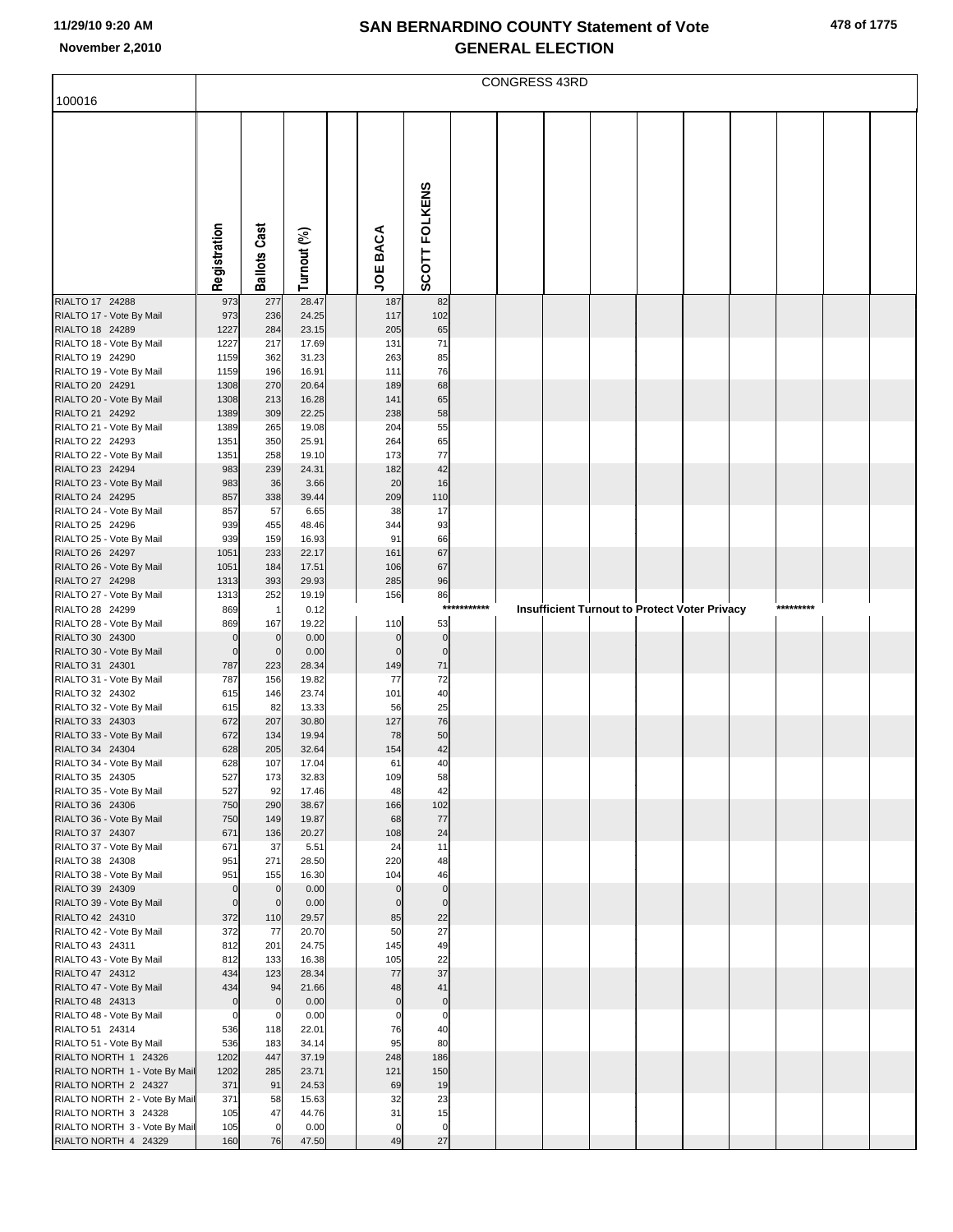# SAN BERNARDINO COUNTY Statement of Vote
## GENERAL ELECTION

11/29/10 9:20 AM
November 2,2010

CONGRESS 43RD

100016

| | Registration | Ballots Cast | Turnout (%) | JOE BACA | SCOTT FOLKENS |
|---|---|---|---|---|---|
| RIALTO 17 24288 | 973 | 277 | 28.47 | 187 | 82 |
| RIALTO 17 - Vote By Mail | 973 | 236 | 24.25 | 117 | 102 |
| RIALTO 18 24289 | 1227 | 284 | 23.15 | 205 | 65 |
| RIALTO 18 - Vote By Mail | 1227 | 217 | 17.69 | 131 | 71 |
| RIALTO 19 24290 | 1159 | 362 | 31.23 | 263 | 85 |
| RIALTO 19 - Vote By Mail | 1159 | 196 | 16.91 | 111 | 76 |
| RIALTO 20 24291 | 1308 | 270 | 20.64 | 189 | 68 |
| RIALTO 20 - Vote By Mail | 1308 | 213 | 16.28 | 141 | 65 |
| RIALTO 21 24292 | 1389 | 309 | 22.25 | 238 | 58 |
| RIALTO 21 - Vote By Mail | 1389 | 265 | 19.08 | 204 | 55 |
| RIALTO 22 24293 | 1351 | 350 | 25.91 | 264 | 65 |
| RIALTO 22 - Vote By Mail | 1351 | 258 | 19.10 | 173 | 77 |
| RIALTO 23 24294 | 983 | 239 | 24.31 | 182 | 42 |
| RIALTO 23 - Vote By Mail | 983 | 36 | 3.66 | 20 | 16 |
| RIALTO 24 24295 | 857 | 338 | 39.44 | 209 | 110 |
| RIALTO 24 - Vote By Mail | 857 | 57 | 6.65 | 38 | 17 |
| RIALTO 25 24296 | 939 | 455 | 48.46 | 344 | 93 |
| RIALTO 25 - Vote By Mail | 939 | 159 | 16.93 | 91 | 66 |
| RIALTO 26 24297 | 1051 | 233 | 22.17 | 161 | 67 |
| RIALTO 26 - Vote By Mail | 1051 | 184 | 17.51 | 106 | 67 |
| RIALTO 27 24298 | 1313 | 393 | 29.93 | 285 | 96 |
| RIALTO 27 - Vote By Mail | 1313 | 252 | 19.19 | 156 | 86 |
| RIALTO 28 24299 | 869 | 1 | 0.12 | *********** Insufficient Turnout to Protect Voter Privacy ********* | |
| RIALTO 28 - Vote By Mail | 869 | 167 | 19.22 | 110 | 53 |
| RIALTO 30 24300 | 0 | 0 | 0.00 | 0 | 0 |
| RIALTO 30 - Vote By Mail | 0 | 0 | 0.00 | 0 | 0 |
| RIALTO 31 24301 | 787 | 223 | 28.34 | 149 | 71 |
| RIALTO 31 - Vote By Mail | 787 | 156 | 19.82 | 77 | 72 |
| RIALTO 32 24302 | 615 | 146 | 23.74 | 101 | 40 |
| RIALTO 32 - Vote By Mail | 615 | 82 | 13.33 | 56 | 25 |
| RIALTO 33 24303 | 672 | 207 | 30.80 | 127 | 76 |
| RIALTO 33 - Vote By Mail | 672 | 134 | 19.94 | 78 | 50 |
| RIALTO 34 24304 | 628 | 205 | 32.64 | 154 | 42 |
| RIALTO 34 - Vote By Mail | 628 | 107 | 17.04 | 61 | 40 |
| RIALTO 35 24305 | 527 | 173 | 32.83 | 109 | 58 |
| RIALTO 35 - Vote By Mail | 527 | 92 | 17.46 | 48 | 42 |
| RIALTO 36 24306 | 750 | 290 | 38.67 | 166 | 102 |
| RIALTO 36 - Vote By Mail | 750 | 149 | 19.87 | 68 | 77 |
| RIALTO 37 24307 | 671 | 136 | 20.27 | 108 | 24 |
| RIALTO 37 - Vote By Mail | 671 | 37 | 5.51 | 24 | 11 |
| RIALTO 38 24308 | 951 | 271 | 28.50 | 220 | 48 |
| RIALTO 38 - Vote By Mail | 951 | 155 | 16.30 | 104 | 46 |
| RIALTO 39 24309 | 0 | 0 | 0.00 | 0 | 0 |
| RIALTO 39 - Vote By Mail | 0 | 0 | 0.00 | 0 | 0 |
| RIALTO 42 24310 | 372 | 110 | 29.57 | 85 | 22 |
| RIALTO 42 - Vote By Mail | 372 | 77 | 20.70 | 50 | 27 |
| RIALTO 43 24311 | 812 | 201 | 24.75 | 145 | 49 |
| RIALTO 43 - Vote By Mail | 812 | 133 | 16.38 | 105 | 22 |
| RIALTO 47 24312 | 434 | 123 | 28.34 | 77 | 37 |
| RIALTO 47 - Vote By Mail | 434 | 94 | 21.66 | 48 | 41 |
| RIALTO 48 24313 | 0 | 0 | 0.00 | 0 | 0 |
| RIALTO 48 - Vote By Mail | 0 | 0 | 0.00 | 0 | 0 |
| RIALTO 51 24314 | 536 | 118 | 22.01 | 76 | 40 |
| RIALTO 51 - Vote By Mail | 536 | 183 | 34.14 | 95 | 80 |
| RIALTO NORTH 1 24326 | 1202 | 447 | 37.19 | 248 | 186 |
| RIALTO NORTH 1 - Vote By Mail | 1202 | 285 | 23.71 | 121 | 150 |
| RIALTO NORTH 2 24327 | 371 | 91 | 24.53 | 69 | 19 |
| RIALTO NORTH 2 - Vote By Mail | 371 | 58 | 15.63 | 32 | 23 |
| RIALTO NORTH 3 24328 | 105 | 47 | 44.76 | 31 | 15 |
| RIALTO NORTH 3 - Vote By Mail | 105 | 0 | 0.00 | 0 | 0 |
| RIALTO NORTH 4 24329 | 160 | 76 | 47.50 | 49 | 27 |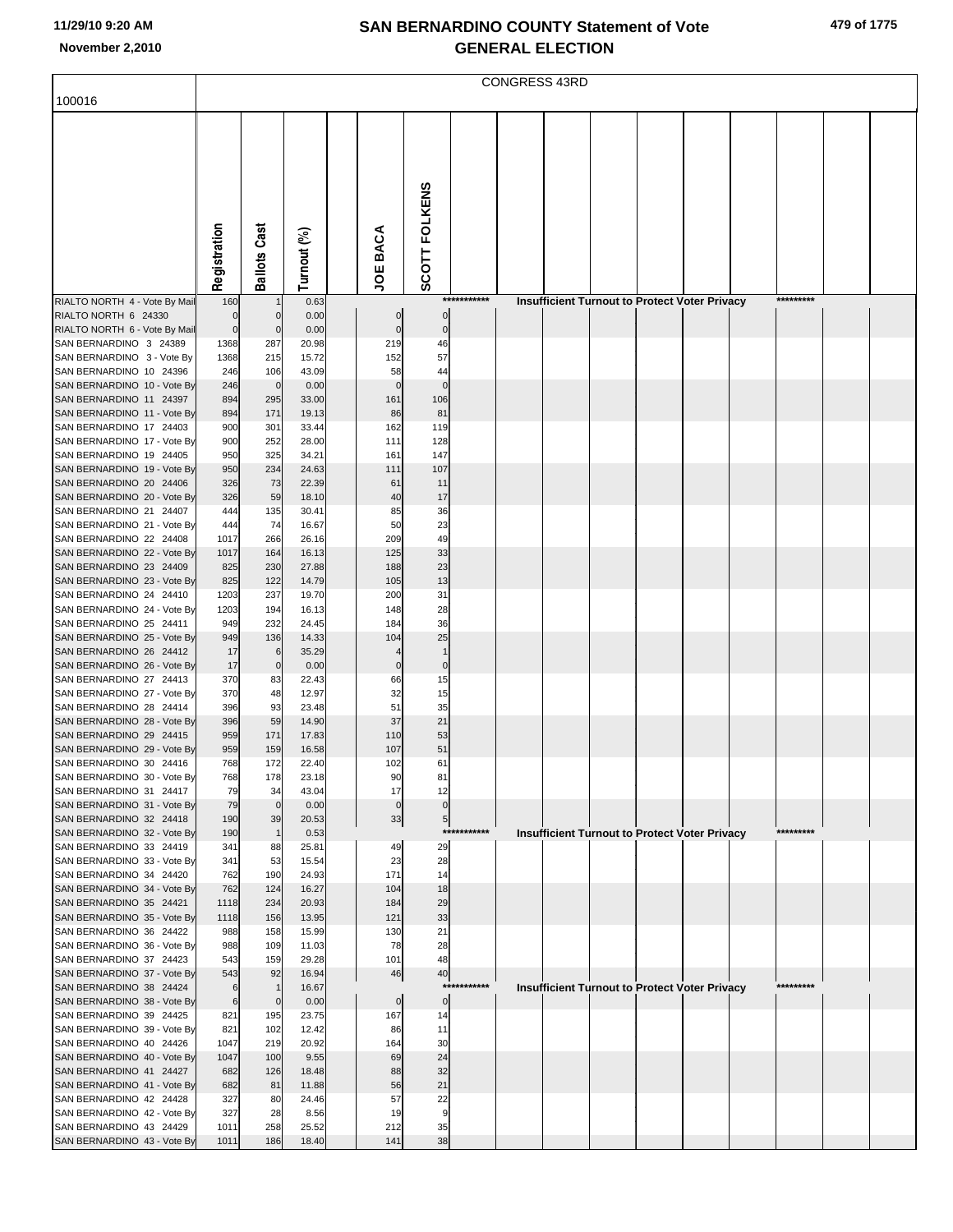## SAN BERNARDINO COUNTY Statement of Vote
## GENERAL ELECTION

November 2,2010

CONGRESS 43RD

100016

| | Registration | Ballots Cast | Turnout (%) | JOE BACA | SCOTT FOLKENS |
|---|---|---|---|---|---|
| RIALTO NORTH 4 - Vote By Mail | 160 | 1 | 0.63 | *********** Insufficient Turnout to Protect Voter Privacy ********* | |
| RIALTO NORTH 6 24330 | 0 | 0 | 0.00 | 0 | 0 |
| RIALTO NORTH 6 - Vote By Mail | 0 | 0 | 0.00 | 0 | 0 |
| SAN BERNARDINO 3 24389 | 1368 | 287 | 20.98 | 219 | 46 |
| SAN BERNARDINO 3 - Vote By | 1368 | 215 | 15.72 | 152 | 57 |
| SAN BERNARDINO 10 24396 | 246 | 106 | 43.09 | 58 | 44 |
| SAN BERNARDINO 10 - Vote By | 246 | 0 | 0.00 | 0 | 0 |
| SAN BERNARDINO 11 24397 | 894 | 295 | 33.00 | 161 | 106 |
| SAN BERNARDINO 11 - Vote By | 894 | 171 | 19.13 | 86 | 81 |
| SAN BERNARDINO 17 24403 | 900 | 301 | 33.44 | 162 | 119 |
| SAN BERNARDINO 17 - Vote By | 900 | 252 | 28.00 | 111 | 128 |
| SAN BERNARDINO 19 24405 | 950 | 325 | 34.21 | 161 | 147 |
| SAN BERNARDINO 19 - Vote By | 950 | 234 | 24.63 | 111 | 107 |
| SAN BERNARDINO 20 24406 | 326 | 73 | 22.39 | 61 | 11 |
| SAN BERNARDINO 20 - Vote By | 326 | 59 | 18.10 | 40 | 17 |
| SAN BERNARDINO 21 24407 | 444 | 135 | 30.41 | 85 | 36 |
| SAN BERNARDINO 21 - Vote By | 444 | 74 | 16.67 | 50 | 23 |
| SAN BERNARDINO 22 24408 | 1017 | 266 | 26.16 | 209 | 49 |
| SAN BERNARDINO 22 - Vote By | 1017 | 164 | 16.13 | 125 | 33 |
| SAN BERNARDINO 23 24409 | 825 | 230 | 27.88 | 188 | 23 |
| SAN BERNARDINO 23 - Vote By | 825 | 122 | 14.79 | 105 | 13 |
| SAN BERNARDINO 24 24410 | 1203 | 237 | 19.70 | 200 | 31 |
| SAN BERNARDINO 24 - Vote By | 1203 | 194 | 16.13 | 148 | 28 |
| SAN BERNARDINO 25 24411 | 949 | 232 | 24.45 | 184 | 36 |
| SAN BERNARDINO 25 - Vote By | 949 | 136 | 14.33 | 104 | 25 |
| SAN BERNARDINO 26 24412 | 17 | 6 | 35.29 | 4 | 1 |
| SAN BERNARDINO 26 - Vote By | 17 | 0 | 0.00 | 0 | 0 |
| SAN BERNARDINO 27 24413 | 370 | 83 | 22.43 | 66 | 15 |
| SAN BERNARDINO 27 - Vote By | 370 | 48 | 12.97 | 32 | 15 |
| SAN BERNARDINO 28 24414 | 396 | 93 | 23.48 | 51 | 35 |
| SAN BERNARDINO 28 - Vote By | 396 | 59 | 14.90 | 37 | 21 |
| SAN BERNARDINO 29 24415 | 959 | 171 | 17.83 | 110 | 53 |
| SAN BERNARDINO 29 - Vote By | 959 | 159 | 16.58 | 107 | 51 |
| SAN BERNARDINO 30 24416 | 768 | 172 | 22.40 | 102 | 61 |
| SAN BERNARDINO 30 - Vote By | 768 | 178 | 23.18 | 90 | 81 |
| SAN BERNARDINO 31 24417 | 79 | 34 | 43.04 | 17 | 12 |
| SAN BERNARDINO 31 - Vote By | 79 | 0 | 0.00 | 0 | 0 |
| SAN BERNARDINO 32 24418 | 190 | 39 | 20.53 | 33 | 5 |
| SAN BERNARDINO 32 - Vote By | 190 | 1 | 0.53 | *********** Insufficient Turnout to Protect Voter Privacy ********* | |
| SAN BERNARDINO 33 24419 | 341 | 88 | 25.81 | 49 | 29 |
| SAN BERNARDINO 33 - Vote By | 341 | 53 | 15.54 | 23 | 28 |
| SAN BERNARDINO 34 24420 | 762 | 190 | 24.93 | 171 | 14 |
| SAN BERNARDINO 34 - Vote By | 762 | 124 | 16.27 | 104 | 18 |
| SAN BERNARDINO 35 24421 | 1118 | 234 | 20.93 | 184 | 29 |
| SAN BERNARDINO 35 - Vote By | 1118 | 156 | 13.95 | 121 | 33 |
| SAN BERNARDINO 36 24422 | 988 | 158 | 15.99 | 130 | 21 |
| SAN BERNARDINO 36 - Vote By | 988 | 109 | 11.03 | 78 | 28 |
| SAN BERNARDINO 37 24423 | 543 | 159 | 29.28 | 101 | 48 |
| SAN BERNARDINO 37 - Vote By | 543 | 92 | 16.94 | 46 | 40 |
| SAN BERNARDINO 38 24424 | 6 | 1 | 16.67 | *********** Insufficient Turnout to Protect Voter Privacy ********* | |
| SAN BERNARDINO 38 - Vote By | 6 | 0 | 0.00 | 0 | 0 |
| SAN BERNARDINO 39 24425 | 821 | 195 | 23.75 | 167 | 14 |
| SAN BERNARDINO 39 - Vote By | 821 | 102 | 12.42 | 86 | 11 |
| SAN BERNARDINO 40 24426 | 1047 | 219 | 20.92 | 164 | 30 |
| SAN BERNARDINO 40 - Vote By | 1047 | 100 | 9.55 | 69 | 24 |
| SAN BERNARDINO 41 24427 | 682 | 126 | 18.48 | 88 | 32 |
| SAN BERNARDINO 41 - Vote By | 682 | 81 | 11.88 | 56 | 21 |
| SAN BERNARDINO 42 24428 | 327 | 80 | 24.46 | 57 | 22 |
| SAN BERNARDINO 42 - Vote By | 327 | 28 | 8.56 | 19 | 9 |
| SAN BERNARDINO 43 24429 | 1011 | 258 | 25.52 | 212 | 35 |
| SAN BERNARDINO 43 - Vote By | 1011 | 186 | 18.40 | 141 | 38 |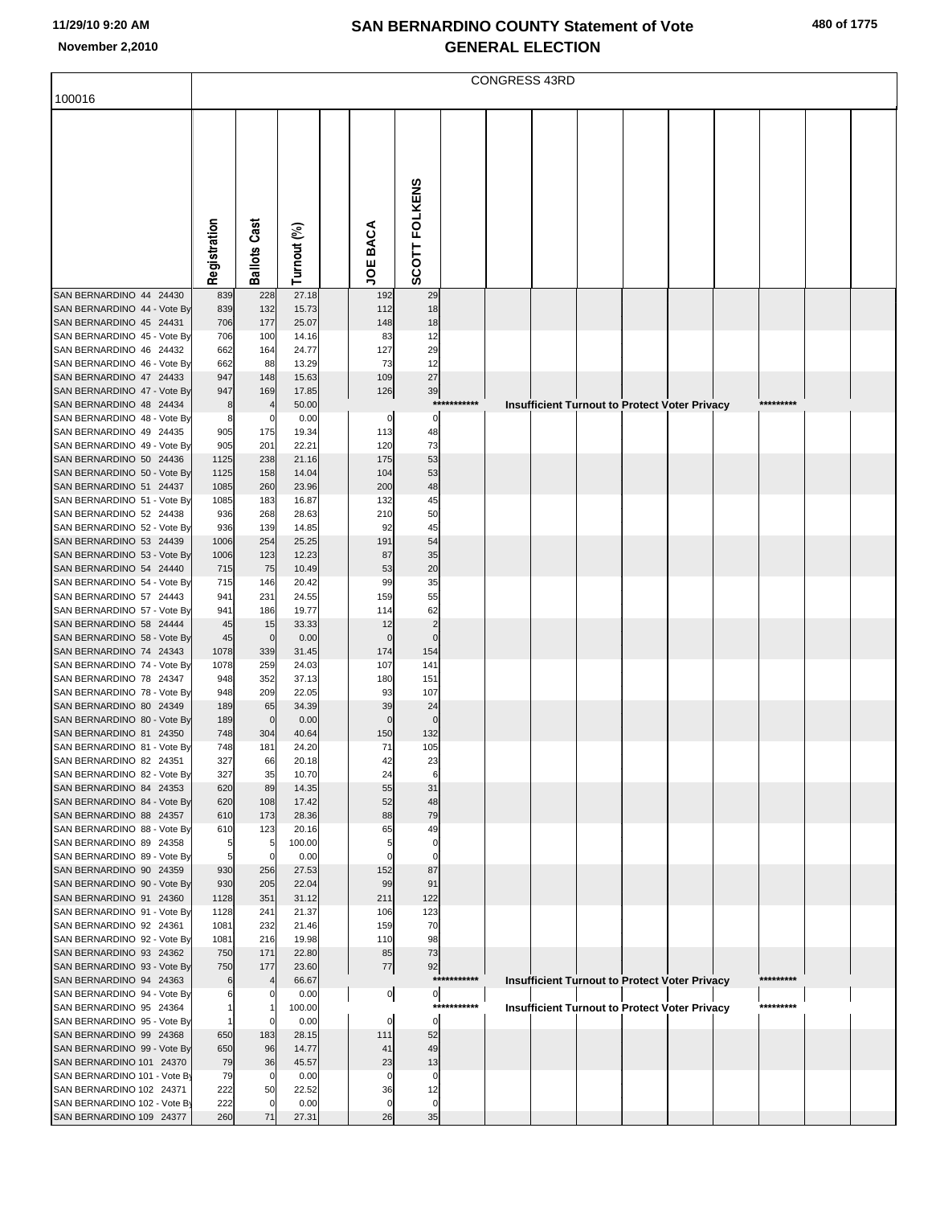# SAN BERNARDINO COUNTY Statement of Vote
# GENERAL ELECTION

November 2,2010

CONGRESS 43RD

100016

| | Registration | Ballots Cast | Turnout (%) | JOE BACA | SCOTT FOLKENS |
|---|---|---|---|---|---|
| SAN BERNARDINO 44 24430 | 839 | 228 | 27.18 | 192 | 29 |
| SAN BERNARDINO 44 - Vote By | 839 | 132 | 15.73 | 112 | 18 |
| SAN BERNARDINO 45 24431 | 706 | 177 | 25.07 | 148 | 18 |
| SAN BERNARDINO 45 - Vote By | 706 | 100 | 14.16 | 83 | 12 |
| SAN BERNARDINO 46 24432 | 662 | 164 | 24.77 | 127 | 29 |
| SAN BERNARDINO 46 - Vote By | 662 | 88 | 13.29 | 73 | 12 |
| SAN BERNARDINO 47 24433 | 947 | 148 | 15.63 | 109 | 27 |
| SAN BERNARDINO 47 - Vote By | 947 | 169 | 17.85 | 126 | 39 |
| SAN BERNARDINO 48 24434 | 8 | 4 | 50.00 | *********** Insufficient Turnout to Protect Voter Privacy ********* | |
| SAN BERNARDINO 48 - Vote By | 8 | 0 | 0.00 | 0 | 0 |
| SAN BERNARDINO 49 24435 | 905 | 175 | 19.34 | 113 | 48 |
| SAN BERNARDINO 49 - Vote By | 905 | 201 | 22.21 | 120 | 73 |
| SAN BERNARDINO 50 24436 | 1125 | 238 | 21.16 | 175 | 53 |
| SAN BERNARDINO 50 - Vote By | 1125 | 158 | 14.04 | 104 | 53 |
| SAN BERNARDINO 51 24437 | 1085 | 260 | 23.96 | 200 | 48 |
| SAN BERNARDINO 51 - Vote By | 1085 | 183 | 16.87 | 132 | 45 |
| SAN BERNARDINO 52 24438 | 936 | 268 | 28.63 | 210 | 50 |
| SAN BERNARDINO 52 - Vote By | 936 | 139 | 14.85 | 92 | 45 |
| SAN BERNARDINO 53 24439 | 1006 | 254 | 25.25 | 191 | 54 |
| SAN BERNARDINO 53 - Vote By | 1006 | 123 | 12.23 | 87 | 35 |
| SAN BERNARDINO 54 24440 | 715 | 75 | 10.49 | 53 | 20 |
| SAN BERNARDINO 54 - Vote By | 715 | 146 | 20.42 | 99 | 35 |
| SAN BERNARDINO 57 24443 | 941 | 231 | 24.55 | 159 | 55 |
| SAN BERNARDINO 57 - Vote By | 941 | 186 | 19.77 | 114 | 62 |
| SAN BERNARDINO 58 24444 | 45 | 15 | 33.33 | 12 | 2 |
| SAN BERNARDINO 58 - Vote By | 45 | 0 | 0.00 | 0 | 0 |
| SAN BERNARDINO 74 24343 | 1078 | 339 | 31.45 | 174 | 154 |
| SAN BERNARDINO 74 - Vote By | 1078 | 259 | 24.03 | 107 | 141 |
| SAN BERNARDINO 78 24347 | 948 | 352 | 37.13 | 180 | 151 |
| SAN BERNARDINO 78 - Vote By | 948 | 209 | 22.05 | 93 | 107 |
| SAN BERNARDINO 80 24349 | 189 | 65 | 34.39 | 39 | 24 |
| SAN BERNARDINO 80 - Vote By | 189 | 0 | 0.00 | 0 | 0 |
| SAN BERNARDINO 81 24350 | 748 | 304 | 40.64 | 150 | 132 |
| SAN BERNARDINO 81 - Vote By | 748 | 181 | 24.20 | 71 | 105 |
| SAN BERNARDINO 82 24351 | 327 | 66 | 20.18 | 42 | 23 |
| SAN BERNARDINO 82 - Vote By | 327 | 35 | 10.70 | 24 | 6 |
| SAN BERNARDINO 84 24353 | 620 | 89 | 14.35 | 55 | 31 |
| SAN BERNARDINO 84 - Vote By | 620 | 108 | 17.42 | 52 | 48 |
| SAN BERNARDINO 88 24357 | 610 | 173 | 28.36 | 88 | 79 |
| SAN BERNARDINO 88 - Vote By | 610 | 123 | 20.16 | 65 | 49 |
| SAN BERNARDINO 89 24358 | 5 | 5 | 100.00 | 5 | 0 |
| SAN BERNARDINO 89 - Vote By | 5 | 0 | 0.00 | 0 | 0 |
| SAN BERNARDINO 90 24359 | 930 | 256 | 27.53 | 152 | 87 |
| SAN BERNARDINO 90 - Vote By | 930 | 205 | 22.04 | 99 | 91 |
| SAN BERNARDINO 91 24360 | 1128 | 351 | 31.12 | 211 | 122 |
| SAN BERNARDINO 91 - Vote By | 1128 | 241 | 21.37 | 106 | 123 |
| SAN BERNARDINO 92 24361 | 1081 | 232 | 21.46 | 159 | 70 |
| SAN BERNARDINO 92 - Vote By | 1081 | 216 | 19.98 | 110 | 98 |
| SAN BERNARDINO 93 24362 | 750 | 171 | 22.80 | 85 | 73 |
| SAN BERNARDINO 93 - Vote By | 750 | 177 | 23.60 | 77 | 92 |
| SAN BERNARDINO 94 24363 | 6 | 4 | 66.67 | *********** Insufficient Turnout to Protect Voter Privacy ********* | |
| SAN BERNARDINO 94 - Vote By | 6 | 0 | 0.00 | 0 | 0 |
| SAN BERNARDINO 95 24364 | 1 | 1 | 100.00 | *********** Insufficient Turnout to Protect Voter Privacy ********* | |
| SAN BERNARDINO 95 - Vote By | 1 | 0 | 0.00 | 0 | 0 |
| SAN BERNARDINO 99 24368 | 650 | 183 | 28.15 | 111 | 52 |
| SAN BERNARDINO 99 - Vote By | 650 | 96 | 14.77 | 41 | 49 |
| SAN BERNARDINO 101 24370 | 79 | 36 | 45.57 | 23 | 13 |
| SAN BERNARDINO 101 - Vote By | 79 | 0 | 0.00 | 0 | 0 |
| SAN BERNARDINO 102 24371 | 222 | 50 | 22.52 | 36 | 12 |
| SAN BERNARDINO 102 - Vote By | 222 | 0 | 0.00 | 0 | 0 |
| SAN BERNARDINO 109 24377 | 260 | 71 | 27.31 | 26 | 35 |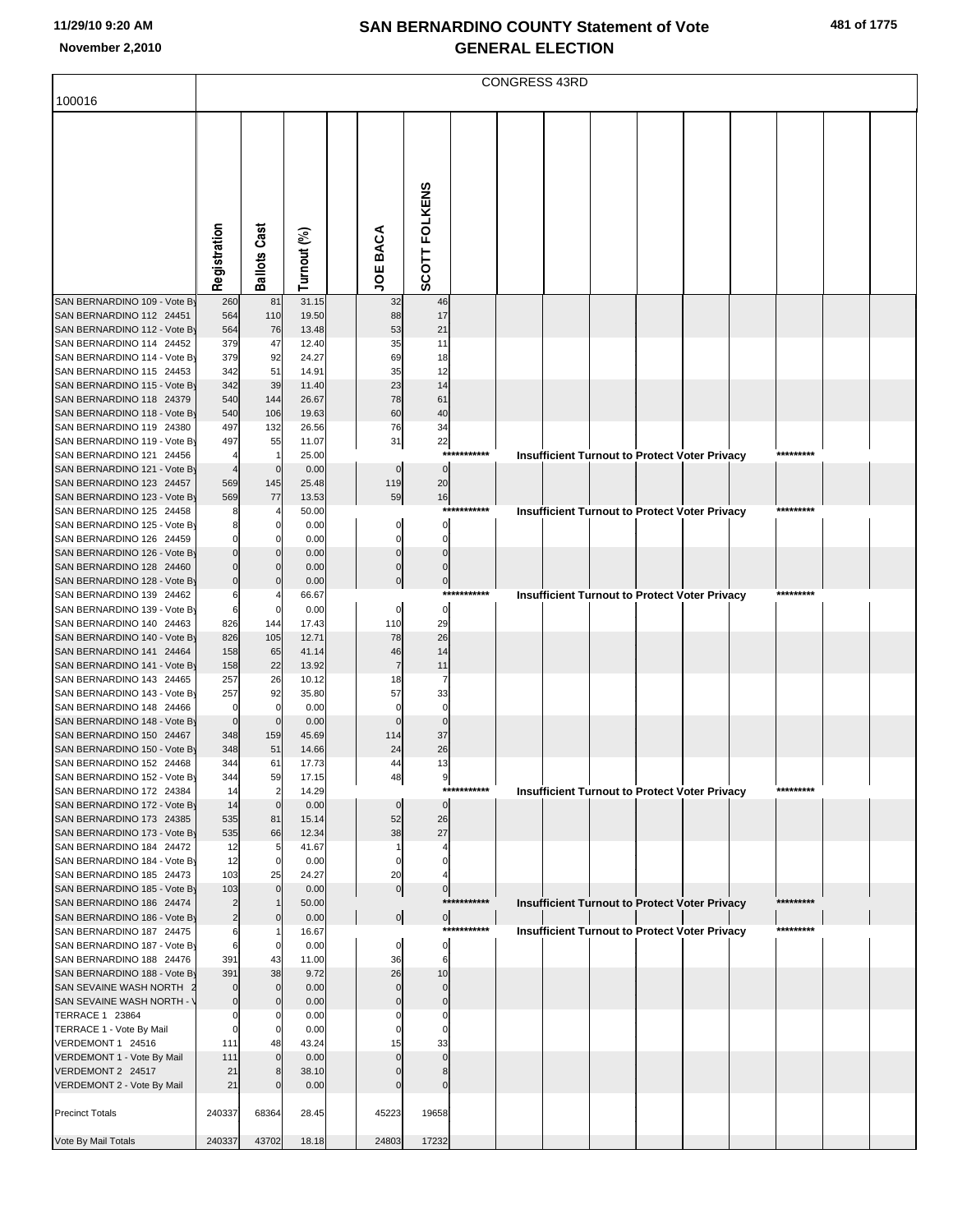# SAN BERNARDINO COUNTY Statement of Vote
## GENERAL ELECTION

11/29/10 9:20 AM
November 2,2010

CONGRESS 43RD

100016

| | Registration | Ballots Cast | Turnout (%) | JOE BACA | SCOTT FOLKENS |
|---|---|---|---|---|---|
| SAN BERNARDINO 109 - Vote By | 260 | 81 | 31.15 | 32 | 46 |
| SAN BERNARDINO 112 24451 | 564 | 110 | 19.50 | 88 | 17 |
| SAN BERNARDINO 112 - Vote By | 564 | 76 | 13.48 | 53 | 21 |
| SAN BERNARDINO 114 24452 | 379 | 47 | 12.40 | 35 | 11 |
| SAN BERNARDINO 114 - Vote By | 379 | 92 | 24.27 | 69 | 18 |
| SAN BERNARDINO 115 24453 | 342 | 51 | 14.91 | 35 | 12 |
| SAN BERNARDINO 115 - Vote By | 342 | 39 | 11.40 | 23 | 14 |
| SAN BERNARDINO 118 24379 | 540 | 144 | 26.67 | 78 | 61 |
| SAN BERNARDINO 118 - Vote By | 540 | 106 | 19.63 | 60 | 40 |
| SAN BERNARDINO 119 24380 | 497 | 132 | 26.56 | 76 | 34 |
| SAN BERNARDINO 119 - Vote By | 497 | 55 | 11.07 | 31 | 22 |
| SAN BERNARDINO 121 24456 | 4 | 1 | 25.00 | *********** Insufficient Turnout to Protect Voter Privacy ********* | |
| SAN BERNARDINO 121 - Vote By | 4 | 0 | 0.00 | 0 | 0 |
| SAN BERNARDINO 123 24457 | 569 | 145 | 25.48 | 119 | 20 |
| SAN BERNARDINO 123 - Vote By | 569 | 77 | 13.53 | 59 | 16 |
| SAN BERNARDINO 125 24458 | 8 | 4 | 50.00 | *********** Insufficient Turnout to Protect Voter Privacy ********* | |
| SAN BERNARDINO 125 - Vote By | 8 | 0 | 0.00 | 0 | 0 |
| SAN BERNARDINO 126 24459 | 0 | 0 | 0.00 | 0 | 0 |
| SAN BERNARDINO 126 - Vote By | 0 | 0 | 0.00 | 0 | 0 |
| SAN BERNARDINO 128 24460 | 0 | 0 | 0.00 | 0 | 0 |
| SAN BERNARDINO 128 - Vote By | 0 | 0 | 0.00 | 0 | 0 |
| SAN BERNARDINO 139 24462 | 6 | 4 | 66.67 | *********** Insufficient Turnout to Protect Voter Privacy ********* | |
| SAN BERNARDINO 139 - Vote By | 6 | 0 | 0.00 | 0 | 0 |
| SAN BERNARDINO 140 24463 | 826 | 144 | 17.43 | 110 | 29 |
| SAN BERNARDINO 140 - Vote By | 826 | 105 | 12.71 | 78 | 26 |
| SAN BERNARDINO 141 24464 | 158 | 65 | 41.14 | 46 | 14 |
| SAN BERNARDINO 141 - Vote By | 158 | 22 | 13.92 | 7 | 11 |
| SAN BERNARDINO 143 24465 | 257 | 26 | 10.12 | 18 | 7 |
| SAN BERNARDINO 143 - Vote By | 257 | 92 | 35.80 | 57 | 33 |
| SAN BERNARDINO 148 24466 | 0 | 0 | 0.00 | 0 | 0 |
| SAN BERNARDINO 148 - Vote By | 0 | 0 | 0.00 | 0 | 0 |
| SAN BERNARDINO 150 24467 | 348 | 159 | 45.69 | 114 | 37 |
| SAN BERNARDINO 150 - Vote By | 348 | 51 | 14.66 | 24 | 26 |
| SAN BERNARDINO 152 24468 | 344 | 61 | 17.73 | 44 | 13 |
| SAN BERNARDINO 152 - Vote By | 344 | 59 | 17.15 | 48 | 9 |
| SAN BERNARDINO 172 24384 | 14 | 2 | 14.29 | *********** Insufficient Turnout to Protect Voter Privacy ********* | |
| SAN BERNARDINO 172 - Vote By | 14 | 0 | 0.00 | 0 | 0 |
| SAN BERNARDINO 173 24385 | 535 | 81 | 15.14 | 52 | 26 |
| SAN BERNARDINO 173 - Vote By | 535 | 66 | 12.34 | 38 | 27 |
| SAN BERNARDINO 184 24472 | 12 | 5 | 41.67 | 1 | 4 |
| SAN BERNARDINO 184 - Vote By | 12 | 0 | 0.00 | 0 | 0 |
| SAN BERNARDINO 185 24473 | 103 | 25 | 24.27 | 20 | 4 |
| SAN BERNARDINO 185 - Vote By | 103 | 0 | 0.00 | 0 | 0 |
| SAN BERNARDINO 186 24474 | 2 | 1 | 50.00 | *********** Insufficient Turnout to Protect Voter Privacy ********* | |
| SAN BERNARDINO 186 - Vote By | 2 | 0 | 0.00 | 0 | 0 |
| SAN BERNARDINO 187 24475 | 6 | 1 | 16.67 | *********** Insufficient Turnout to Protect Voter Privacy ********* | |
| SAN BERNARDINO 187 - Vote By | 6 | 0 | 0.00 | 0 | 0 |
| SAN BERNARDINO 188 24476 | 391 | 43 | 11.00 | 36 | 6 |
| SAN BERNARDINO 188 - Vote By | 391 | 38 | 9.72 | 26 | 10 |
| SAN SEVAINE WASH NORTH 2 | 0 | 0 | 0.00 | 0 | 0 |
| SAN SEVAINE WASH NORTH - V | 0 | 0 | 0.00 | 0 | 0 |
| TERRACE 1 23864 | 0 | 0 | 0.00 | 0 | 0 |
| TERRACE 1 - Vote By Mail | 0 | 0 | 0.00 | 0 | 0 |
| VERDEMONT 1 24516 | 111 | 48 | 43.24 | 15 | 33 |
| VERDEMONT 1 - Vote By Mail | 111 | 0 | 0.00 | 0 | 0 |
| VERDEMONT 2 24517 | 21 | 8 | 38.10 | 0 | 8 |
| VERDEMONT 2 - Vote By Mail | 21 | 0 | 0.00 | 0 | 0 |
| Precinct Totals | 240337 | 68364 | 28.45 | 45223 | 19658 |
| Vote By Mail Totals | 240337 | 43702 | 18.18 | 24803 | 17232 |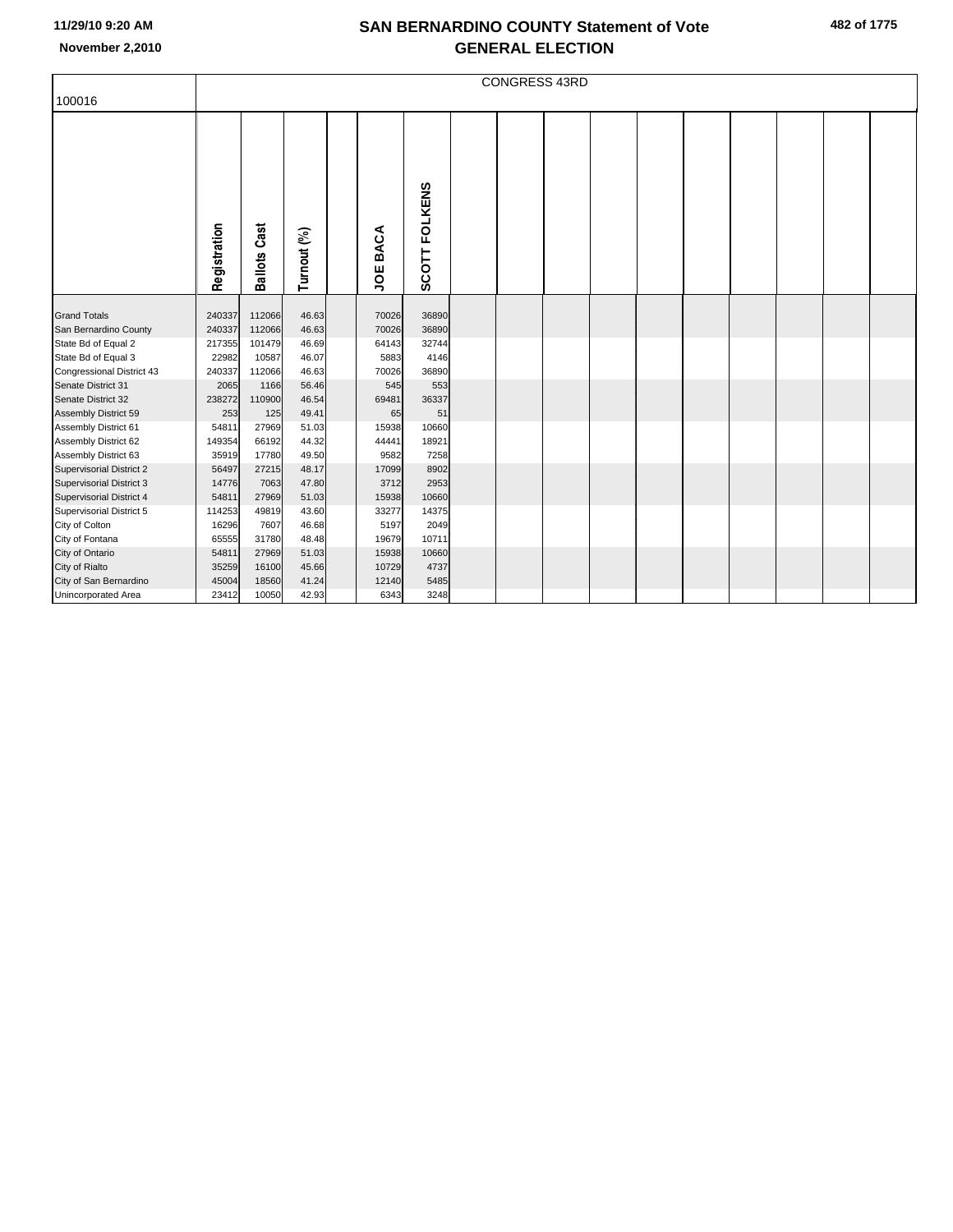# SAN BERNARDINO COUNTY Statement of Vote GENERAL ELECTION

11/29/10 9:20 AM

November 2,2010

| 100016 | CONGRESS 43RD | | | | | |
|---|---|---|---|---|---|---|
| | Registration | Ballots Cast | Turnout (%) | | JOE BACA | SCOTT FOLKENS |
| Grand Totals | 240337 | 112066 | 46.63 | | 70026 | 36890 |
| San Bernardino County | 240337 | 112066 | 46.63 | | 70026 | 36890 |
| State Bd of Equal 2 | 217355 | 101479 | 46.69 | | 64143 | 32744 |
| State Bd of Equal 3 | 22982 | 10587 | 46.07 | | 5883 | 4146 |
| Congressional District 43 | 240337 | 112066 | 46.63 | | 70026 | 36890 |
| Senate District 31 | 2065 | 1166 | 56.46 | | 545 | 553 |
| Senate District 32 | 238272 | 110900 | 46.54 | | 69481 | 36337 |
| Assembly District 59 | 253 | 125 | 49.41 | | 65 | 51 |
| Assembly District 61 | 54811 | 27969 | 51.03 | | 15938 | 10660 |
| Assembly District 62 | 149354 | 66192 | 44.32 | | 44441 | 18921 |
| Assembly District 63 | 35919 | 17780 | 49.50 | | 9582 | 7258 |
| Supervisorial District 2 | 56497 | 27215 | 48.17 | | 17099 | 8902 |
| Supervisorial District 3 | 14776 | 7063 | 47.80 | | 3712 | 2953 |
| Supervisorial District 4 | 54811 | 27969 | 51.03 | | 15938 | 10660 |
| Supervisorial District 5 | 114253 | 49819 | 43.60 | | 33277 | 14375 |
| City of Colton | 16296 | 7607 | 46.68 | | 5197 | 2049 |
| City of Fontana | 65555 | 31780 | 48.48 | | 19679 | 10711 |
| City of Ontario | 54811 | 27969 | 51.03 | | 15938 | 10660 |
| City of Rialto | 35259 | 16100 | 45.66 | | 10729 | 4737 |
| City of San Bernardino | 45004 | 18560 | 41.24 | | 12140 | 5485 |
| Unincorporated Area | 23412 | 10050 | 42.93 | | 6343 | 3248 |